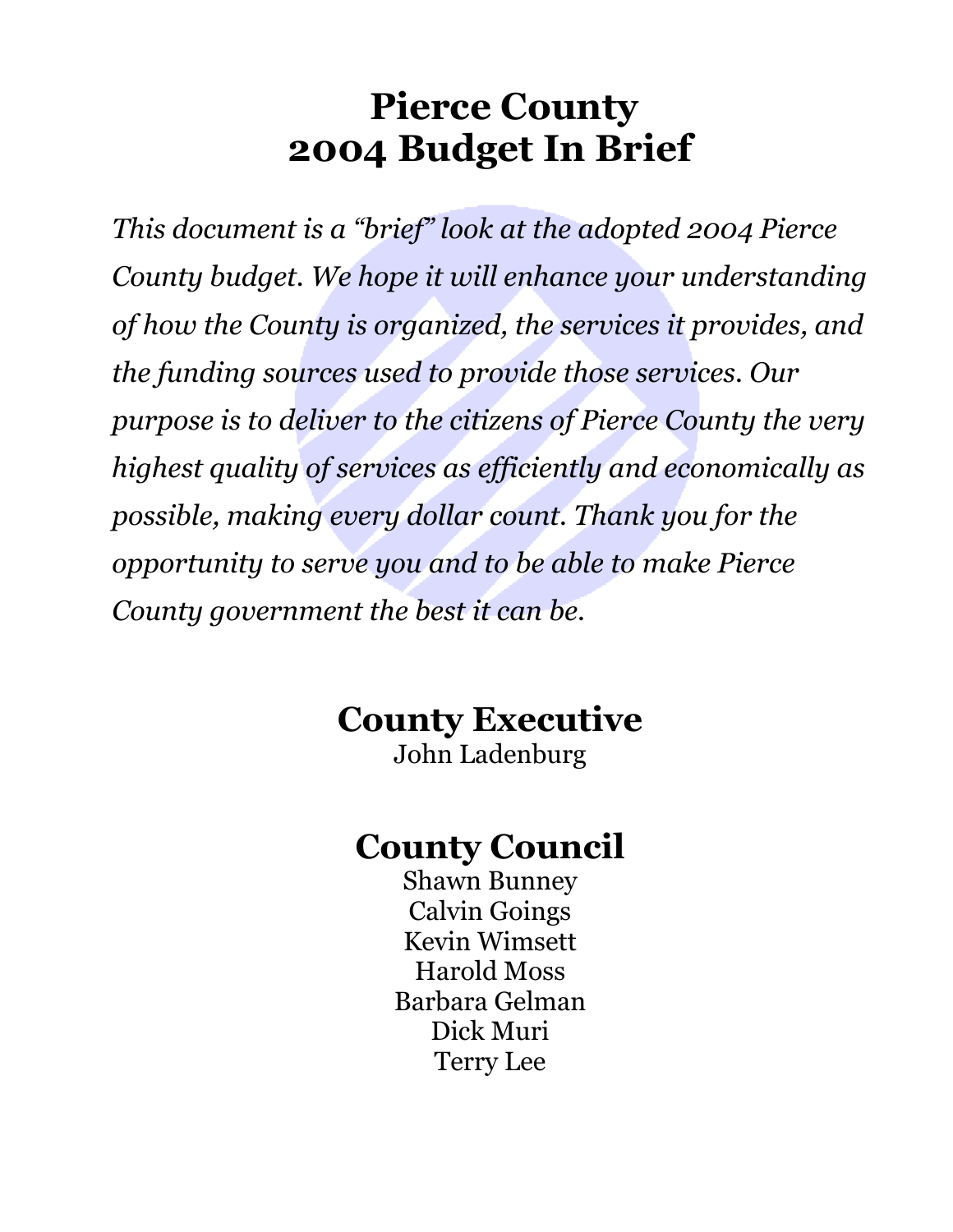# Pierce County
# 2004 Budget In Brief

*This document is a "brief" look at the adopted 2004 Pierce County budget. We hope it will enhance your understanding of how the County is organized, the services it provides, and the funding sources used to provide those services. Our purpose is to deliver to the citizens of Pierce County the very highest quality of services as efficiently and economically as possible, making every dollar count. Thank you for the opportunity to serve you and to be able to make Pierce County government the best it can be.*

## County Executive

John Ladenburg

## County Council

Shawn Bunney
Calvin Goings
Kevin Wimsett
Harold Moss
Barbara Gelman
Dick Muri
Terry Lee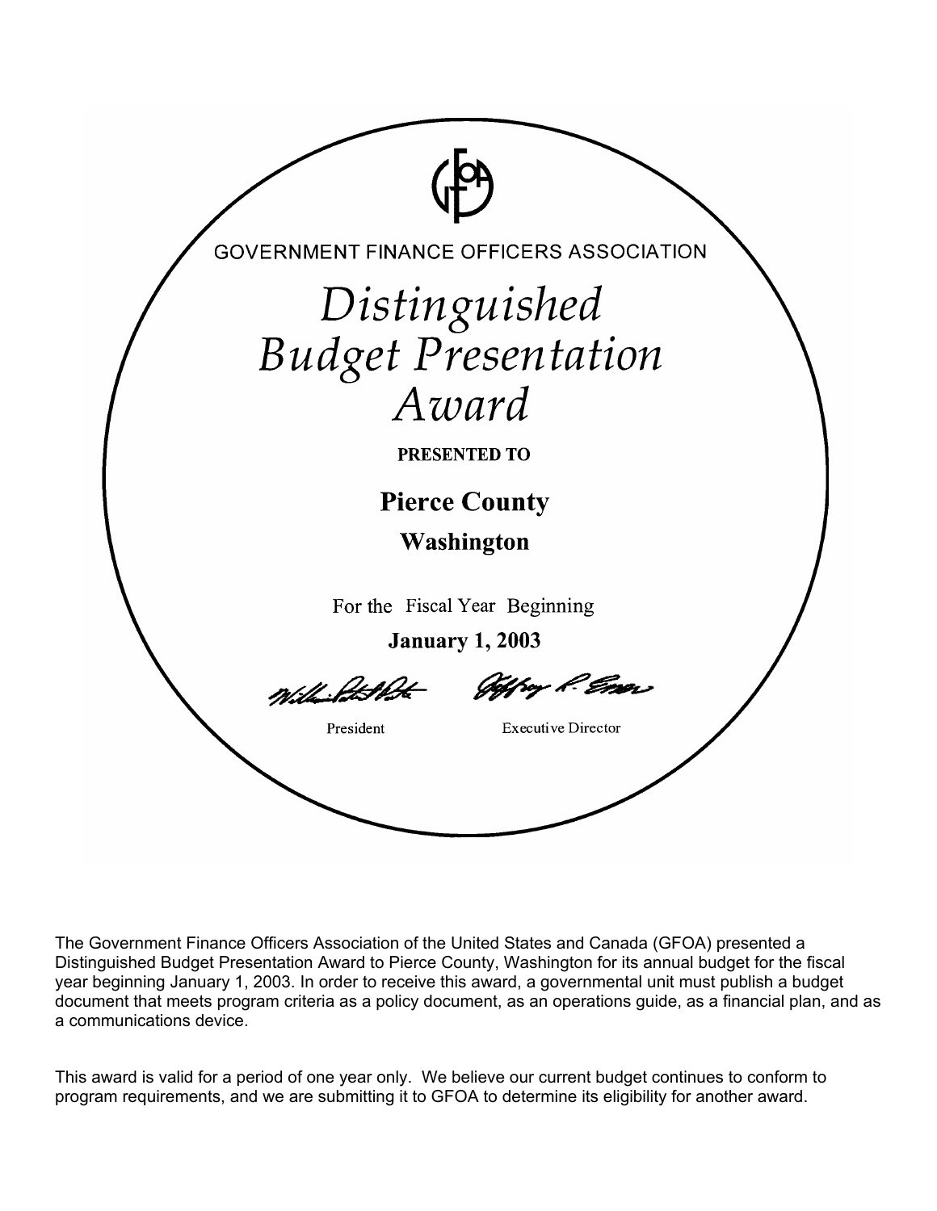GOVERNMENT FINANCE OFFICERS ASSOCIATION

# *Distinguished Budget Presentation Award*

**PRESENTED TO**

## Pierce County

### Washington

For the Fiscal Year Beginning

**January 1, 2003**

President Executive Director

The Government Finance Officers Association of the United States and Canada (GFOA) presented a Distinguished Budget Presentation Award to Pierce County, Washington for its annual budget for the fiscal year beginning January 1, 2003. In order to receive this award, a governmental unit must publish a budget document that meets program criteria as a policy document, as an operations guide, as a financial plan, and as a communications device.

This award is valid for a period of one year only. We believe our current budget continues to conform to program requirements, and we are submitting it to GFOA to determine its eligibility for another award.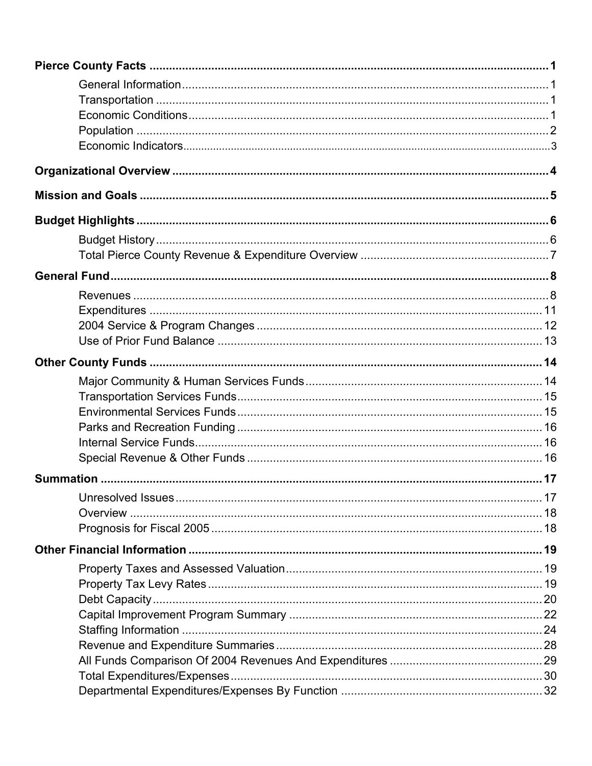**Pierce County Facts** .......... 1

- General Information .......... 1
- Transportation .......... 1
- Economic Conditions .......... 1
- Population .......... 2
- Economic Indicators .......... 3

**Organizational Overview** .......... 4

**Mission and Goals** .......... 5

**Budget Highlights** .......... 6

- Budget History .......... 6
- Total Pierce County Revenue & Expenditure Overview .......... 7

**General Fund** .......... 8

- Revenues .......... 8
- Expenditures .......... 11
- 2004 Service & Program Changes .......... 12
- Use of Prior Fund Balance .......... 13

**Other County Funds** .......... 14

- Major Community & Human Services Funds .......... 14
- Transportation Services Funds .......... 15
- Environmental Services Funds .......... 15
- Parks and Recreation Funding .......... 16
- Internal Service Funds .......... 16
- Special Revenue & Other Funds .......... 16

**Summation** .......... 17

- Unresolved Issues .......... 17
- Overview .......... 18
- Prognosis for Fiscal 2005 .......... 18

**Other Financial Information** .......... 19

- Property Taxes and Assessed Valuation .......... 19
- Property Tax Levy Rates .......... 19
- Debt Capacity .......... 20
- Capital Improvement Program Summary .......... 22
- Staffing Information .......... 24
- Revenue and Expenditure Summaries .......... 28
- All Funds Comparison Of 2004 Revenues And Expenditures .......... 29
- Total Expenditures/Expenses .......... 30
- Departmental Expenditures/Expenses By Function .......... 32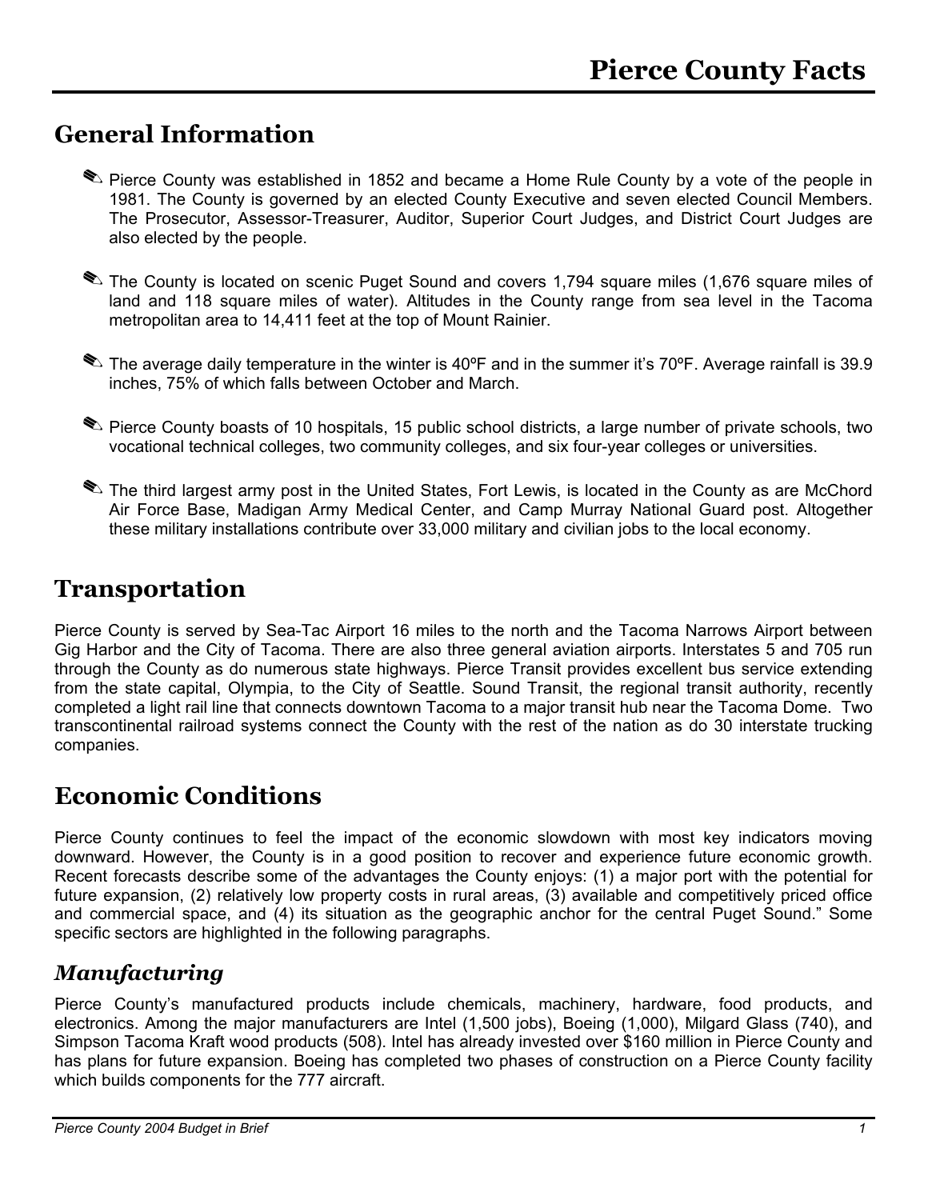# Pierce County Facts

## General Information

- ✎ Pierce County was established in 1852 and became a Home Rule County by a vote of the people in 1981. The County is governed by an elected County Executive and seven elected Council Members. The Prosecutor, Assessor-Treasurer, Auditor, Superior Court Judges, and District Court Judges are also elected by the people.

- ✎ The County is located on scenic Puget Sound and covers 1,794 square miles (1,676 square miles of land and 118 square miles of water). Altitudes in the County range from sea level in the Tacoma metropolitan area to 14,411 feet at the top of Mount Rainier.

- ✎ The average daily temperature in the winter is 40ºF and in the summer it's 70ºF. Average rainfall is 39.9 inches, 75% of which falls between October and March.

- ✎ Pierce County boasts of 10 hospitals, 15 public school districts, a large number of private schools, two vocational technical colleges, two community colleges, and six four-year colleges or universities.

- ✎ The third largest army post in the United States, Fort Lewis, is located in the County as are McChord Air Force Base, Madigan Army Medical Center, and Camp Murray National Guard post. Altogether these military installations contribute over 33,000 military and civilian jobs to the local economy.

## Transportation

Pierce County is served by Sea-Tac Airport 16 miles to the north and the Tacoma Narrows Airport between Gig Harbor and the City of Tacoma. There are also three general aviation airports. Interstates 5 and 705 run through the County as do numerous state highways. Pierce Transit provides excellent bus service extending from the state capital, Olympia, to the City of Seattle. Sound Transit, the regional transit authority, recently completed a light rail line that connects downtown Tacoma to a major transit hub near the Tacoma Dome. Two transcontinental railroad systems connect the County with the rest of the nation as do 30 interstate trucking companies.

## Economic Conditions

Pierce County continues to feel the impact of the economic slowdown with most key indicators moving downward. However, the County is in a good position to recover and experience future economic growth. Recent forecasts describe some of the advantages the County enjoys: (1) a major port with the potential for future expansion, (2) relatively low property costs in rural areas, (3) available and competitively priced office and commercial space, and (4) its situation as the geographic anchor for the central Puget Sound." Some specific sectors are highlighted in the following paragraphs.

### *Manufacturing*

Pierce County's manufactured products include chemicals, machinery, hardware, food products, and electronics. Among the major manufacturers are Intel (1,500 jobs), Boeing (1,000), Milgard Glass (740), and Simpson Tacoma Kraft wood products (508). Intel has already invested over $160 million in Pierce County and has plans for future expansion. Boeing has completed two phases of construction on a Pierce County facility which builds components for the 777 aircraft.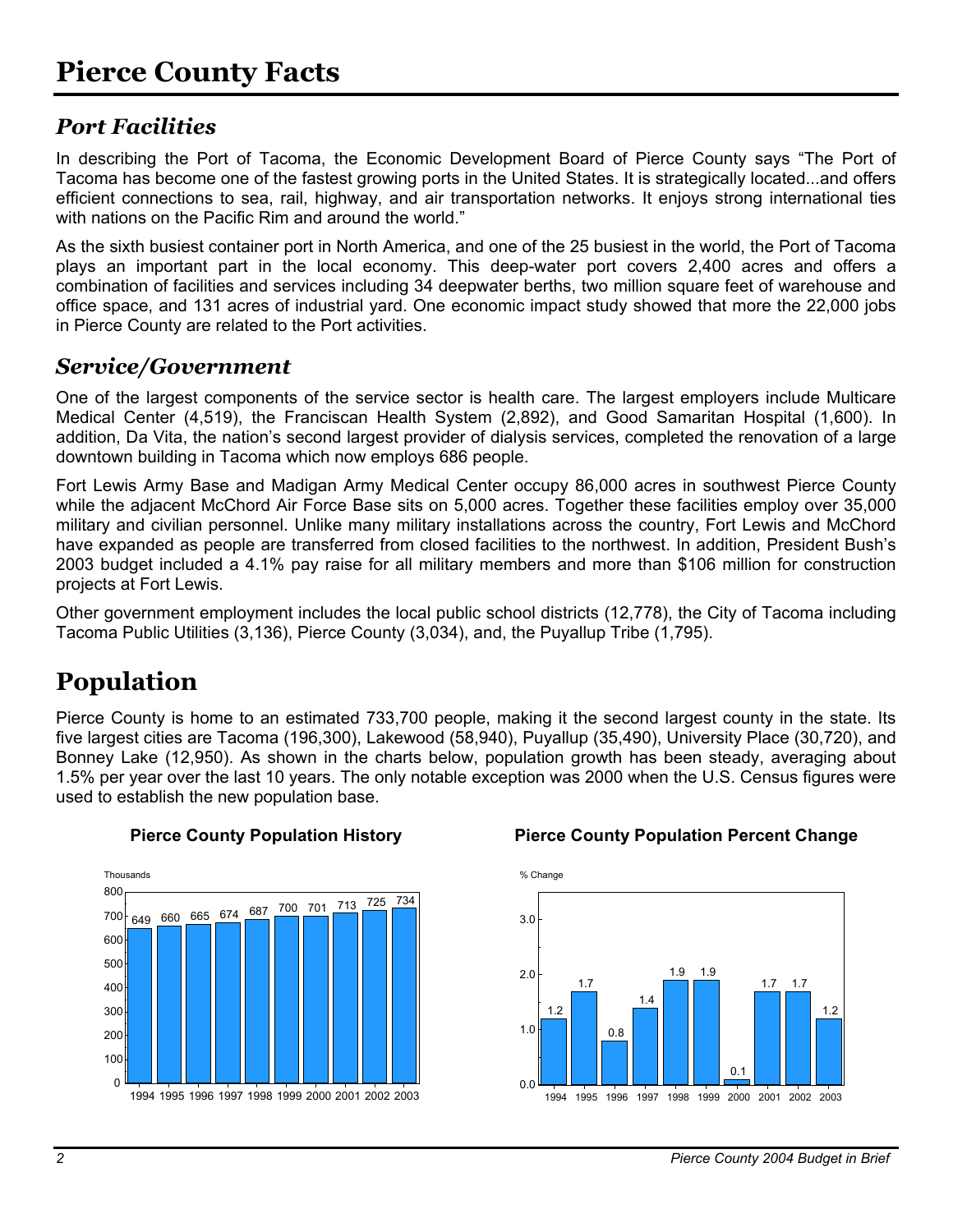# Pierce County Facts

## *Port Facilities*

In describing the Port of Tacoma, the Economic Development Board of Pierce County says "The Port of Tacoma has become one of the fastest growing ports in the United States. It is strategically located...and offers efficient connections to sea, rail, highway, and air transportation networks. It enjoys strong international ties with nations on the Pacific Rim and around the world."

As the sixth busiest container port in North America, and one of the 25 busiest in the world, the Port of Tacoma plays an important part in the local economy. This deep-water port covers 2,400 acres and offers a combination of facilities and services including 34 deepwater berths, two million square feet of warehouse and office space, and 131 acres of industrial yard. One economic impact study showed that more the 22,000 jobs in Pierce County are related to the Port activities.

## *Service/Government*

One of the largest components of the service sector is health care. The largest employers include Multicare Medical Center (4,519), the Franciscan Health System (2,892), and Good Samaritan Hospital (1,600). In addition, Da Vita, the nation's second largest provider of dialysis services, completed the renovation of a large downtown building in Tacoma which now employs 686 people.

Fort Lewis Army Base and Madigan Army Medical Center occupy 86,000 acres in southwest Pierce County while the adjacent McChord Air Force Base sits on 5,000 acres. Together these facilities employ over 35,000 military and civilian personnel. Unlike many military installations across the country, Fort Lewis and McChord have expanded as people are transferred from closed facilities to the northwest. In addition, President Bush's 2003 budget included a 4.1% pay raise for all military members and more than $106 million for construction projects at Fort Lewis.

Other government employment includes the local public school districts (12,778), the City of Tacoma including Tacoma Public Utilities (3,136), Pierce County (3,034), and, the Puyallup Tribe (1,795).

# Population

Pierce County is home to an estimated 733,700 people, making it the second largest county in the state. Its five largest cities are Tacoma (196,300), Lakewood (58,940), Puyallup (35,490), University Place (30,720), and Bonney Lake (12,950). As shown in the charts below, population growth has been steady, averaging about 1.5% per year over the last 10 years. The only notable exception was 2000 when the U.S. Census figures were used to establish the new population base.

**Pierce County Population History**

| Year | Thousands |
|---|---|
| 1994 | 649 |
| 1995 | 660 |
| 1996 | 665 |
| 1997 | 674 |
| 1998 | 687 |
| 1999 | 700 |
| 2000 | 701 |
| 2001 | 713 |
| 2002 | 725 |
| 2003 | 734 |

**Pierce County Population Percent Change**

| Year | % Change |
|---|---|
| 1994 | 1.2 |
| 1995 | 1.7 |
| 1996 | 0.8 |
| 1997 | 1.4 |
| 1998 | 1.9 |
| 1999 | 1.9 |
| 2000 | 0.1 |
| 2001 | 1.7 |
| 2002 | 1.7 |
| 2003 | 1.2 |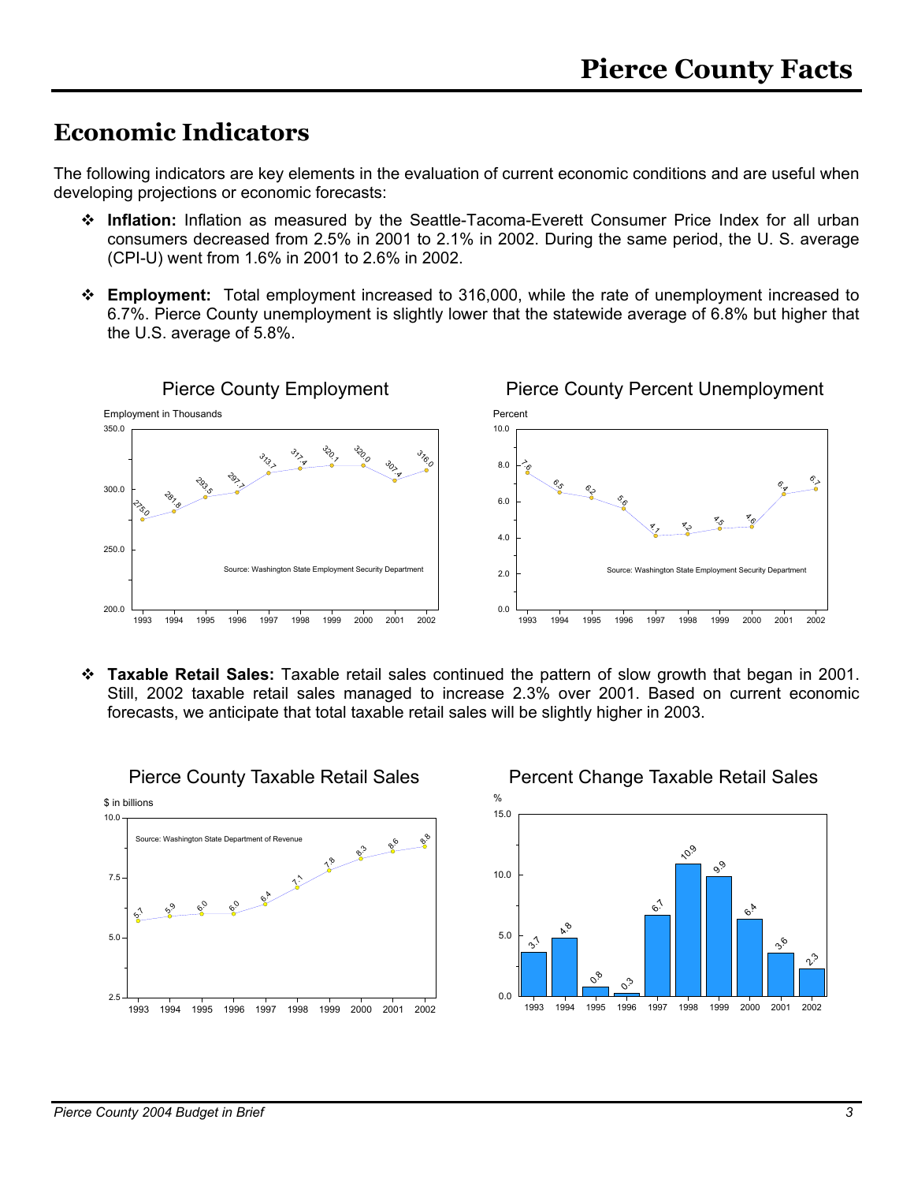## Economic Indicators

The following indicators are key elements in the evaluation of current economic conditions and are useful when developing projections or economic forecasts:

- **Inflation:** Inflation as measured by the Seattle-Tacoma-Everett Consumer Price Index for all urban consumers decreased from 2.5% in 2001 to 2.1% in 2002. During the same period, the U. S. average (CPI-U) went from 1.6% in 2001 to 2.6% in 2002.

- **Employment:** Total employment increased to 316,000, while the rate of unemployment increased to 6.7%. Pierce County unemployment is slightly lower that the statewide average of 6.8% but higher that the U.S. average of 5.8%.

**Pierce County Employment**

Employment in Thousands

| Year | 1993 | 1994 | 1995 | 1996 | 1997 | 1998 | 1999 | 2000 | 2001 | 2002 |
|---|---|---|---|---|---|---|---|---|---|---|
| Employment | 275.0 | 281.8 | 293.5 | 297.7 | 313.7 | 317.4 | 320.1 | 320.0 | 307.4 | 316.0 |

Source: Washington State Employment Security Department

**Pierce County Percent Unemployment**

Percent

| Year | 1993 | 1994 | 1995 | 1996 | 1997 | 1998 | 1999 | 2000 | 2001 | 2002 |
|---|---|---|---|---|---|---|---|---|---|---|
| Unemployment | 7.6 | 6.5 | 6.2 | 5.6 | 4.1 | 4.2 | 4.5 | 4.6 | 6.4 | 6.7 |

Source: Washington State Employment Security Department

- **Taxable Retail Sales:** Taxable retail sales continued the pattern of slow growth that began in 2001. Still, 2002 taxable retail sales managed to increase 2.3% over 2001. Based on current economic forecasts, we anticipate that total taxable retail sales will be slightly higher in 2003.

**Pierce County Taxable Retail Sales**

$ in billions

| Year | 1993 | 1994 | 1995 | 1996 | 1997 | 1998 | 1999 | 2000 | 2001 | 2002 |
|---|---|---|---|---|---|---|---|---|---|---|
| Sales | 5.7 | 5.9 | 6.0 | 6.0 | 6.4 | 7.1 | 7.8 | 8.3 | 8.6 | 8.8 |

Source: Washington State Department of Revenue

**Percent Change Taxable Retail Sales**

%

| Year | 1993 | 1994 | 1995 | 1996 | 1997 | 1998 | 1999 | 2000 | 2001 | 2002 |
|---|---|---|---|---|---|---|---|---|---|---|
| Percent Change | 3.7 | 4.8 | 0.8 | 0.3 | 6.7 | 10.9 | 9.9 | 6.4 | 3.6 | 2.3 |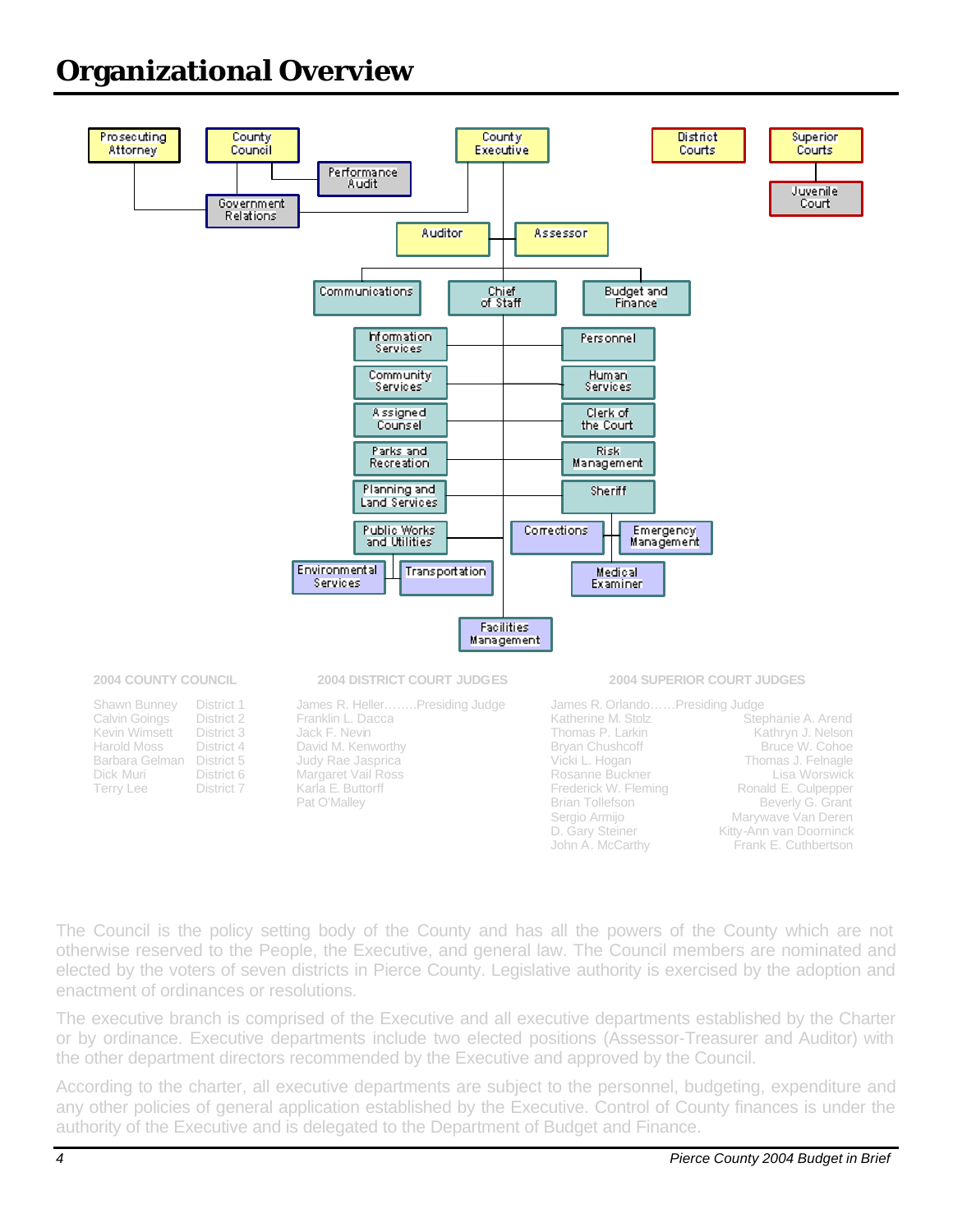# Organizational Overview

Prosecuting Attorney

County Council

Performance Audit

Government Relations

County Executive

District Courts

Superior Courts

Juvenile Court

Auditor

Assessor

Communications

Chief of Staff

Budget and Finance

Information Services

Personnel

Community Services

Human Services

Assigned Counsel

Clerk of the Court

Parks and Recreation

Risk Management

Planning and Land Services

Sheriff

Public Works and Utilities

Corrections

Emergency Management

Environmental Services

Transportation

Medical Examiner

Facilities Management

**2004 COUNTY COUNCIL**

| Name | District |
|---|---|
| Shawn Bunney | District 1 |
| Calvin Goings | District 2 |
| Kevin Wimsett | District 3 |
| Harold Moss | District 4 |
| Barbara Gelman | District 5 |
| Dick Muri | District 6 |
| Terry Lee | District 7 |

**2004 DISTRICT COURT JUDGES**

James R. Heller……..Presiding Judge
Franklin L. Dacca
Jack F. Nevin
David M. Kenworthy
Judy Rae Jasprica
Margaret Vail Ross
Karla E. Buttorff
Pat O'Malley

**2004 SUPERIOR COURT JUDGES**

James R. Orlando……Presiding Judge

| | |
|---|---|
| Katherine M. Stolz | Stephanie A. Arend |
| Thomas P. Larkin | Kathryn J. Nelson |
| Bryan Chushcoff | Bruce W. Cohoe |
| Vicki L. Hogan | Thomas J. Felnagle |
| Rosanne Buckner | Lisa Worswick |
| Frederick W. Fleming | Ronald E. Culpepper |
| Brian Tollefson | Beverly G. Grant |
| Sergio Armijo | Marywave Van Deren |
| D. Gary Steiner | Kitty-Ann van Doorninck |
| John A. McCarthy | Frank E. Cuthbertson |

The Council is the policy setting body of the County and has all the powers of the County which are not otherwise reserved to the People, the Executive, and general law. The Council members are nominated and elected by the voters of seven districts in Pierce County. Legislative authority is exercised by the adoption and enactment of ordinances or resolutions.

The executive branch is comprised of the Executive and all executive departments established by the Charter or by ordinance. Executive departments include two elected positions (Assessor-Treasurer and Auditor) with the other department directors recommended by the Executive and approved by the Council.

According to the charter, all executive departments are subject to the personnel, budgeting, expenditure and any other policies of general application established by the Executive. Control of County finances is under the authority of the Executive and is delegated to the Department of Budget and Finance.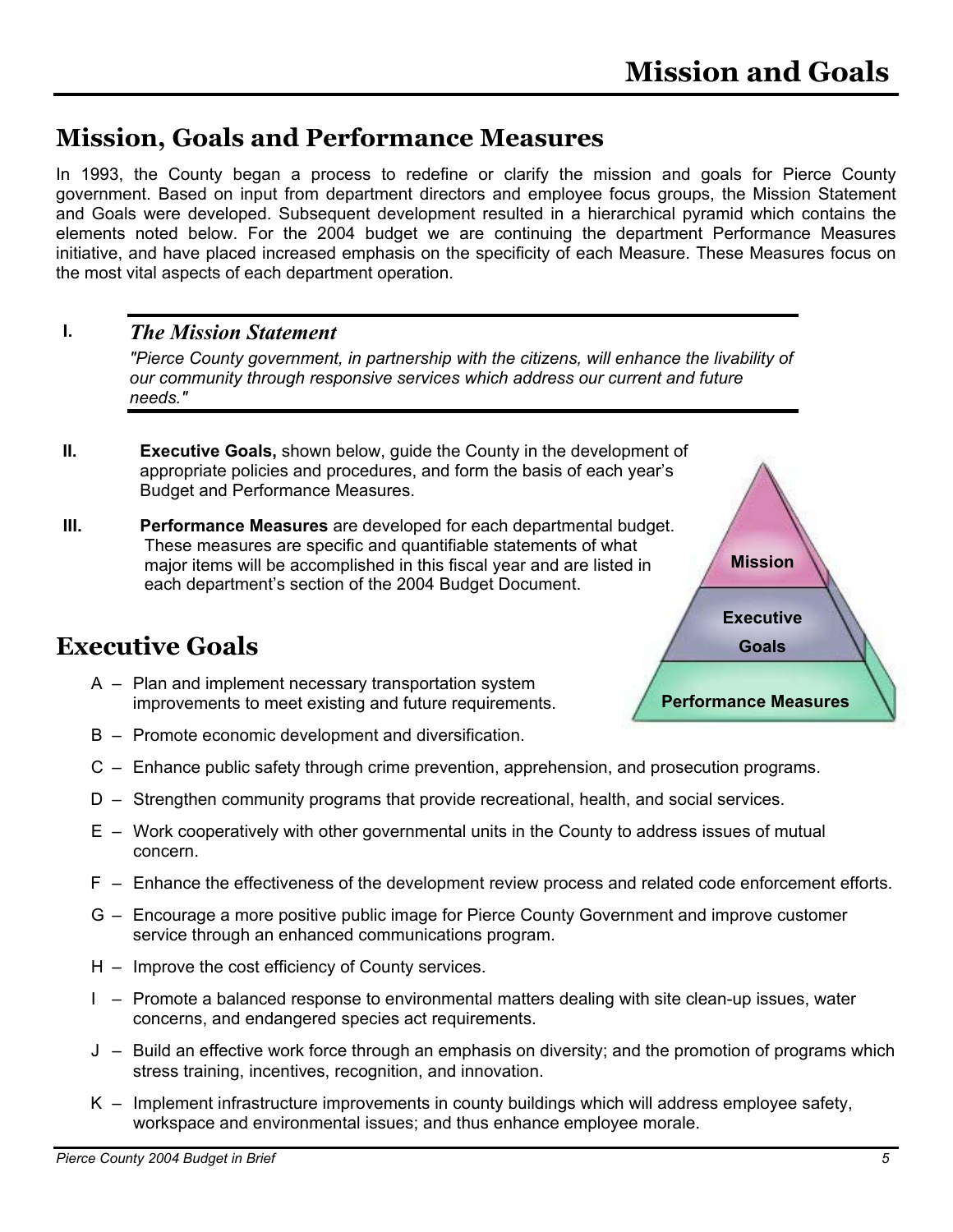# Mission and Goals

## Mission, Goals and Performance Measures

In 1993, the County began a process to redefine or clarify the mission and goals for Pierce County government. Based on input from department directors and employee focus groups, the Mission Statement and Goals were developed. Subsequent development resulted in a hierarchical pyramid which contains the elements noted below. For the 2004 budget we are continuing the department Performance Measures initiative, and have placed increased emphasis on the specificity of each Measure. These Measures focus on the most vital aspects of each department operation.

I. ***The Mission Statement***

*"Pierce County government, in partnership with the citizens, will enhance the livability of our community through responsive services which address our current and future needs."*

II. **Executive Goals,** shown below, guide the County in the development of appropriate policies and procedures, and form the basis of each year's Budget and Performance Measures.

III. **Performance Measures** are developed for each departmental budget. These measures are specific and quantifiable statements of what major items will be accomplished in this fiscal year and are listed in each department's section of the 2004 Budget Document.

Mission

Executive Goals

Performance Measures

## Executive Goals

A – Plan and implement necessary transportation system improvements to meet existing and future requirements.

B – Promote economic development and diversification.

C – Enhance public safety through crime prevention, apprehension, and prosecution programs.

D – Strengthen community programs that provide recreational, health, and social services.

E – Work cooperatively with other governmental units in the County to address issues of mutual concern.

F – Enhance the effectiveness of the development review process and related code enforcement efforts.

G – Encourage a more positive public image for Pierce County Government and improve customer service through an enhanced communications program.

H – Improve the cost efficiency of County services.

I – Promote a balanced response to environmental matters dealing with site clean-up issues, water concerns, and endangered species act requirements.

J – Build an effective work force through an emphasis on diversity; and the promotion of programs which stress training, incentives, recognition, and innovation.

K – Implement infrastructure improvements in county buildings which will address employee safety, workspace and environmental issues; and thus enhance employee morale.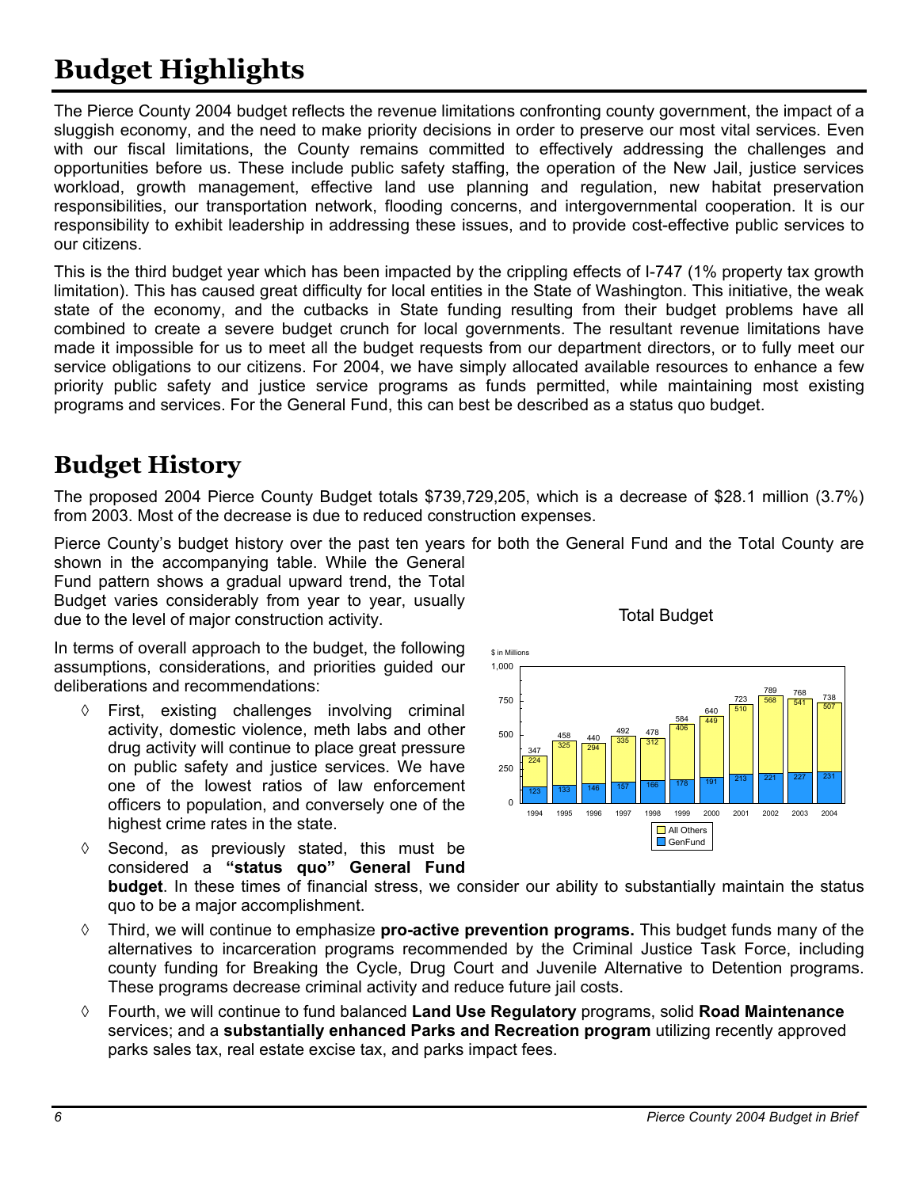# Budget Highlights

The Pierce County 2004 budget reflects the revenue limitations confronting county government, the impact of a sluggish economy, and the need to make priority decisions in order to preserve our most vital services. Even with our fiscal limitations, the County remains committed to effectively addressing the challenges and opportunities before us. These include public safety staffing, the operation of the New Jail, justice services workload, growth management, effective land use planning and regulation, new habitat preservation responsibilities, our transportation network, flooding concerns, and intergovernmental cooperation. It is our responsibility to exhibit leadership in addressing these issues, and to provide cost-effective public services to our citizens.

This is the third budget year which has been impacted by the crippling effects of I-747 (1% property tax growth limitation). This has caused great difficulty for local entities in the State of Washington. This initiative, the weak state of the economy, and the cutbacks in State funding resulting from their budget problems have all combined to create a severe budget crunch for local governments. The resultant revenue limitations have made it impossible for us to meet all the budget requests from our department directors, or to fully meet our service obligations to our citizens. For 2004, we have simply allocated available resources to enhance a few priority public safety and justice service programs as funds permitted, while maintaining most existing programs and services. For the General Fund, this can best be described as a status quo budget.

# Budget History

The proposed 2004 Pierce County Budget totals $739,729,205, which is a decrease of $28.1 million (3.7%) from 2003. Most of the decrease is due to reduced construction expenses.

Pierce County's budget history over the past ten years for both the General Fund and the Total County are shown in the accompanying table. While the General Fund pattern shows a gradual upward trend, the Total Budget varies considerably from year to year, usually due to the level of major construction activity.

Total Budget

$ in Millions

| Year | GenFund | All Others | Total |
|---|---|---|---|
| 1994 | 123 | 224 | 347 |
| 1995 | 133 | 325 | 458 |
| 1996 | 146 | 294 | 440 |
| 1997 | 157 | 335 | 492 |
| 1998 | 166 | 312 | 478 |
| 1999 | 178 | 406 | 584 |
| 2000 | 191 | 449 | 640 |
| 2001 | 213 | 510 | 723 |
| 2002 | 221 | 568 | 789 |
| 2003 | 227 | 541 | 768 |
| 2004 | 231 | 507 | 738 |

In terms of overall approach to the budget, the following assumptions, considerations, and priorities guided our deliberations and recommendations:

- First, existing challenges involving criminal activity, domestic violence, meth labs and other drug activity will continue to place great pressure on public safety and justice services. We have one of the lowest ratios of law enforcement officers to population, and conversely one of the highest crime rates in the state.
- Second, as previously stated, this must be considered a **"status quo" General Fund budget**. In these times of financial stress, we consider our ability to substantially maintain the status quo to be a major accomplishment.
- Third, we will continue to emphasize **pro-active prevention programs.** This budget funds many of the alternatives to incarceration programs recommended by the Criminal Justice Task Force, including county funding for Breaking the Cycle, Drug Court and Juvenile Alternative to Detention programs. These programs decrease criminal activity and reduce future jail costs.
- Fourth, we will continue to fund balanced **Land Use Regulatory** programs, solid **Road Maintenance** services; and a **substantially enhanced Parks and Recreation program** utilizing recently approved parks sales tax, real estate excise tax, and parks impact fees.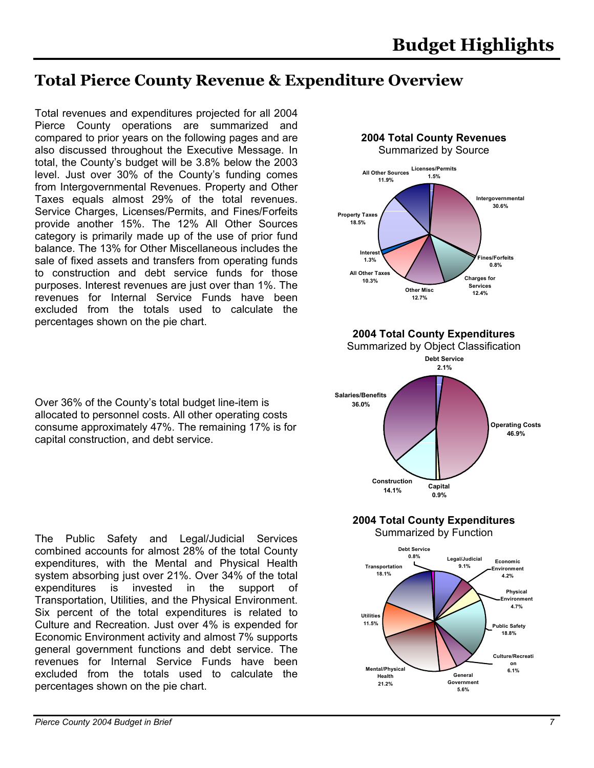# Budget Highlights

## Total Pierce County Revenue & Expenditure Overview

Total revenues and expenditures projected for all 2004 Pierce County operations are summarized and compared to prior years on the following pages and are also discussed throughout the Executive Message. In total, the County's budget will be 3.8% below the 2003 level. Just over 30% of the County's funding comes from Intergovernmental Revenues. Property and Other Taxes equals almost 29% of the total revenues. Service Charges, Licenses/Permits, and Fines/Forfeits provide another 15%. The 12% All Other Sources category is primarily made up of the use of prior fund balance. The 13% for Other Miscellaneous includes the sale of fixed assets and transfers from operating funds to construction and debt service funds for those purposes. Interest revenues are just over than 1%. The revenues for Internal Service Funds have been excluded from the totals used to calculate the percentages shown on the pie chart.

**2004 Total County Revenues**
Summarized by Source

- Licenses/Permits 1.5%
- Intergovernmental 30.6%
- Fines/Forfeits 0.8%
- Charges for Services 12.4%
- Other Misc 12.7%
- All Other Taxes 10.3%
- Interest 1.3%
- Property Taxes 18.5%
- All Other Sources 11.9%

Over 36% of the County's total budget line-item is allocated to personnel costs. All other operating costs consume approximately 47%. The remaining 17% is for capital construction, and debt service.

**2004 Total County Expenditures**
Summarized by Object Classification

- Debt Service 2.1%
- Operating Costs 46.9%
- Capital 0.9%
- Construction 14.1%
- Salaries/Benefits 36.0%

The Public Safety and Legal/Judicial Services combined accounts for almost 28% of the total County expenditures, with the Mental and Physical Health system absorbing just over 21%. Over 34% of the total expenditures is invested in the support of Transportation, Utilities, and the Physical Environment. Six percent of the total expenditures is related to Culture and Recreation. Just over 4% is expended for Economic Environment activity and almost 7% supports general government functions and debt service. The revenues for Internal Service Funds have been excluded from the totals used to calculate the percentages shown on the pie chart.

**2004 Total County Expenditures**
Summarized by Function

- Debt Service 0.8%
- Legal/Judicial 9.1%
- Economic Environment 4.2%
- Physical Environment 4.7%
- Public Safety 18.8%
- Culture/Recreation 6.1%
- General Government 5.6%
- Mental/Physical Health 21.2%
- Utilities 11.5%
- Transportation 18.1%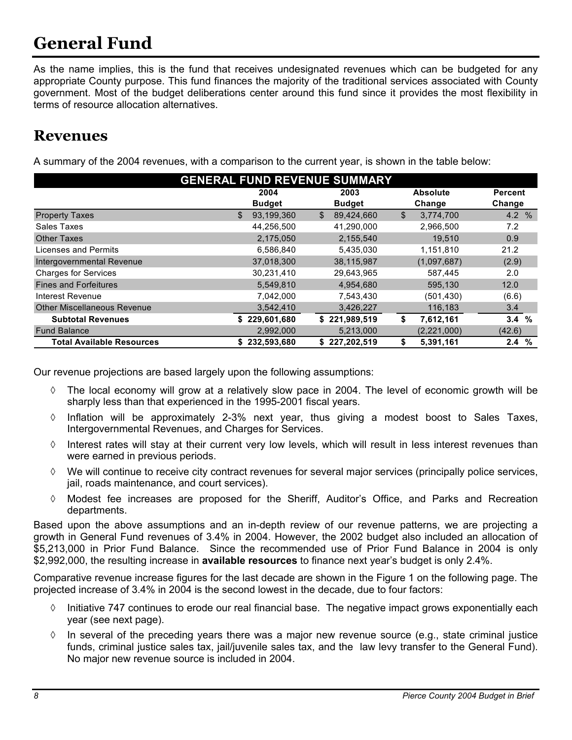# General Fund

As the name implies, this is the fund that receives undesignated revenues which can be budgeted for any appropriate County purpose. This fund finances the majority of the traditional services associated with County government. Most of the budget deliberations center around this fund since it provides the most flexibility in terms of resource allocation alternatives.

## Revenues

A summary of the 2004 revenues, with a comparison to the current year, is shown in the table below:

| GENERAL FUND REVENUE SUMMARY | 2004 Budget | 2003 Budget | Absolute Change | Percent Change |
|---|---|---|---|---|
| Property Taxes | $ 93,199,360 | $ 89,424,660 | $ 3,774,700 | 4.2 % |
| Sales Taxes | 44,256,500 | 41,290,000 | 2,966,500 | 7.2 |
| Other Taxes | 2,175,050 | 2,155,540 | 19,510 | 0.9 |
| Licenses and Permits | 6,586,840 | 5,435,030 | 1,151,810 | 21.2 |
| Intergovernmental Revenue | 37,018,300 | 38,115,987 | (1,097,687) | (2.9) |
| Charges for Services | 30,231,410 | 29,643,965 | 587,445 | 2.0 |
| Fines and Forfeitures | 5,549,810 | 4,954,680 | 595,130 | 12.0 |
| Interest Revenue | 7,042,000 | 7,543,430 | (501,430) | (6.6) |
| Other Miscellaneous Revenue | 3,542,410 | 3,426,227 | 116,183 | 3.4 |
| **Subtotal Revenues** | **$ 229,601,680** | **$ 221,989,519** | **$ 7,612,161** | **3.4 %** |
| Fund Balance | 2,992,000 | 5,213,000 | (2,221,000) | (42.6) |
| **Total Available Resources** | **$ 232,593,680** | **$ 227,202,519** | **$ 5,391,161** | **2.4 %** |

Our revenue projections are based largely upon the following assumptions:

- ◊ The local economy will grow at a relatively slow pace in 2004. The level of economic growth will be sharply less than that experienced in the 1995-2001 fiscal years.
- ◊ Inflation will be approximately 2-3% next year, thus giving a modest boost to Sales Taxes, Intergovernmental Revenues, and Charges for Services.
- ◊ Interest rates will stay at their current very low levels, which will result in less interest revenues than were earned in previous periods.
- ◊ We will continue to receive city contract revenues for several major services (principally police services, jail, roads maintenance, and court services).
- ◊ Modest fee increases are proposed for the Sheriff, Auditor's Office, and Parks and Recreation departments.

Based upon the above assumptions and an in-depth review of our revenue patterns, we are projecting a growth in General Fund revenues of 3.4% in 2004. However, the 2002 budget also included an allocation of $5,213,000 in Prior Fund Balance. Since the recommended use of Prior Fund Balance in 2004 is only $2,992,000, the resulting increase in **available resources** to finance next year's budget is only 2.4%.

Comparative revenue increase figures for the last decade are shown in the Figure 1 on the following page. The projected increase of 3.4% in 2004 is the second lowest in the decade, due to four factors:

- ◊ Initiative 747 continues to erode our real financial base. The negative impact grows exponentially each year (see next page).
- ◊ In several of the preceding years there was a major new revenue source (e.g., state criminal justice funds, criminal justice sales tax, jail/juvenile sales tax, and the law levy transfer to the General Fund). No major new revenue source is included in 2004.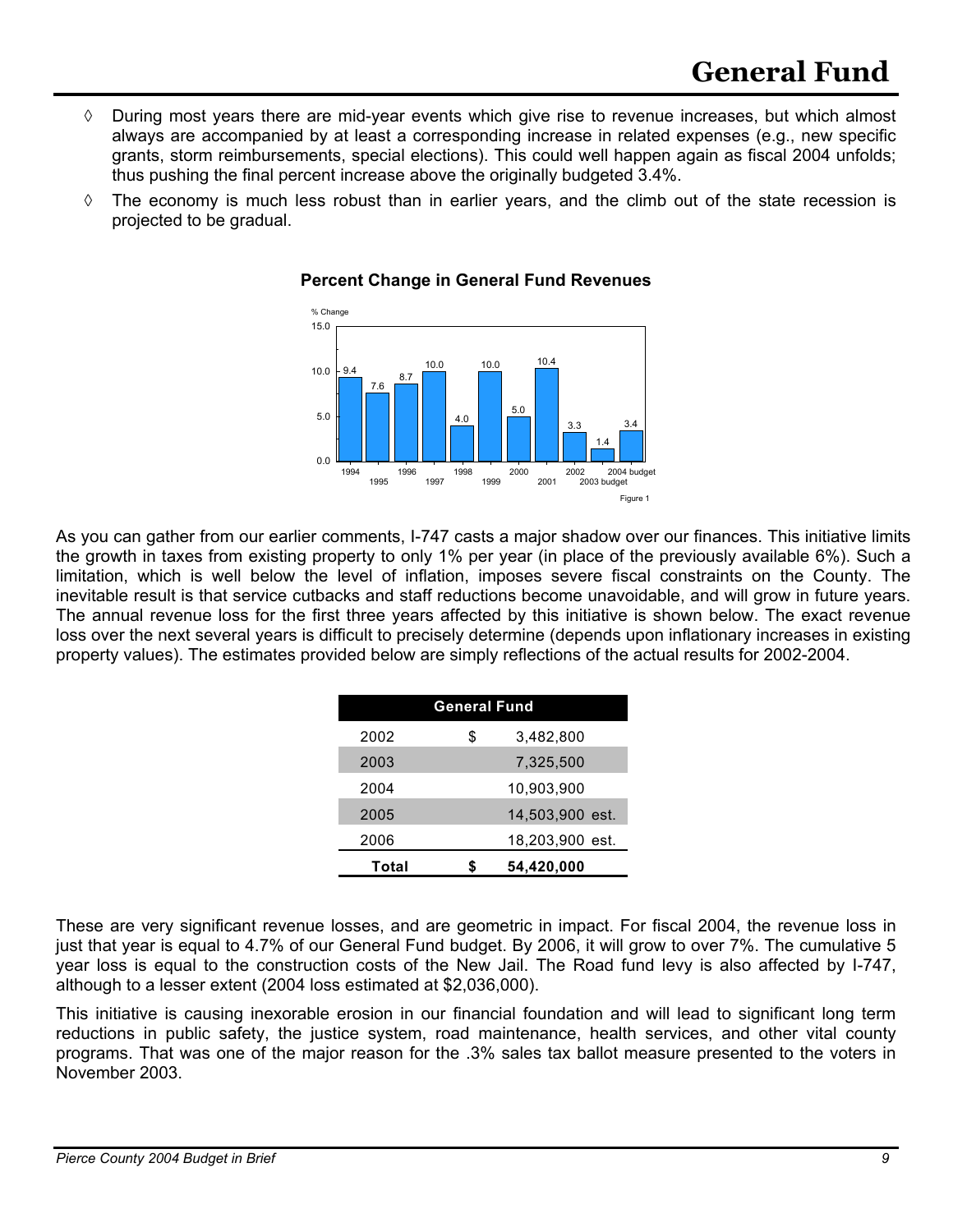# General Fund

- ◊ During most years there are mid-year events which give rise to revenue increases, but which almost always are accompanied by at least a corresponding increase in related expenses (e.g., new specific grants, storm reimbursements, special elections). This could well happen again as fiscal 2004 unfolds; thus pushing the final percent increase above the originally budgeted 3.4%.
- ◊ The economy is much less robust than in earlier years, and the climb out of the state recession is projected to be gradual.

**Percent Change in General Fund Revenues**

| Year | % Change |
|---|---|
| 1994 | 9.4 |
| 1995 | 7.6 |
| 1996 | 8.7 |
| 1997 | 10.0 |
| 1998 | 4.0 |
| 1999 | 10.0 |
| 2000 | 5.0 |
| 2001 | 10.4 |
| 2002 | 3.3 |
| 2003 budget | 1.4 |
| 2004 budget | 3.4 |

Figure 1

As you can gather from our earlier comments, I-747 casts a major shadow over our finances. This initiative limits the growth in taxes from existing property to only 1% per year (in place of the previously available 6%). Such a limitation, which is well below the level of inflation, imposes severe fiscal constraints on the County. The inevitable result is that service cutbacks and staff reductions become unavoidable, and will grow in future years. The annual revenue loss for the first three years affected by this initiative is shown below. The exact revenue loss over the next several years is difficult to precisely determine (depends upon inflationary increases in existing property values). The estimates provided below are simply reflections of the actual results for 2002-2004.

| General Fund | | |
|---|---|---|
| 2002 | $ | 3,482,800 |
| 2003 | | 7,325,500 |
| 2004 | | 10,903,900 |
| 2005 | | 14,503,900 est. |
| 2006 | | 18,203,900 est. |
| **Total** | **$** | **54,420,000** |

These are very significant revenue losses, and are geometric in impact. For fiscal 2004, the revenue loss in just that year is equal to 4.7% of our General Fund budget. By 2006, it will grow to over 7%. The cumulative 5 year loss is equal to the construction costs of the New Jail. The Road fund levy is also affected by I-747, although to a lesser extent (2004 loss estimated at $2,036,000).

This initiative is causing inexorable erosion in our financial foundation and will lead to significant long term reductions in public safety, the justice system, road maintenance, health services, and other vital county programs. That was one of the major reason for the .3% sales tax ballot measure presented to the voters in November 2003.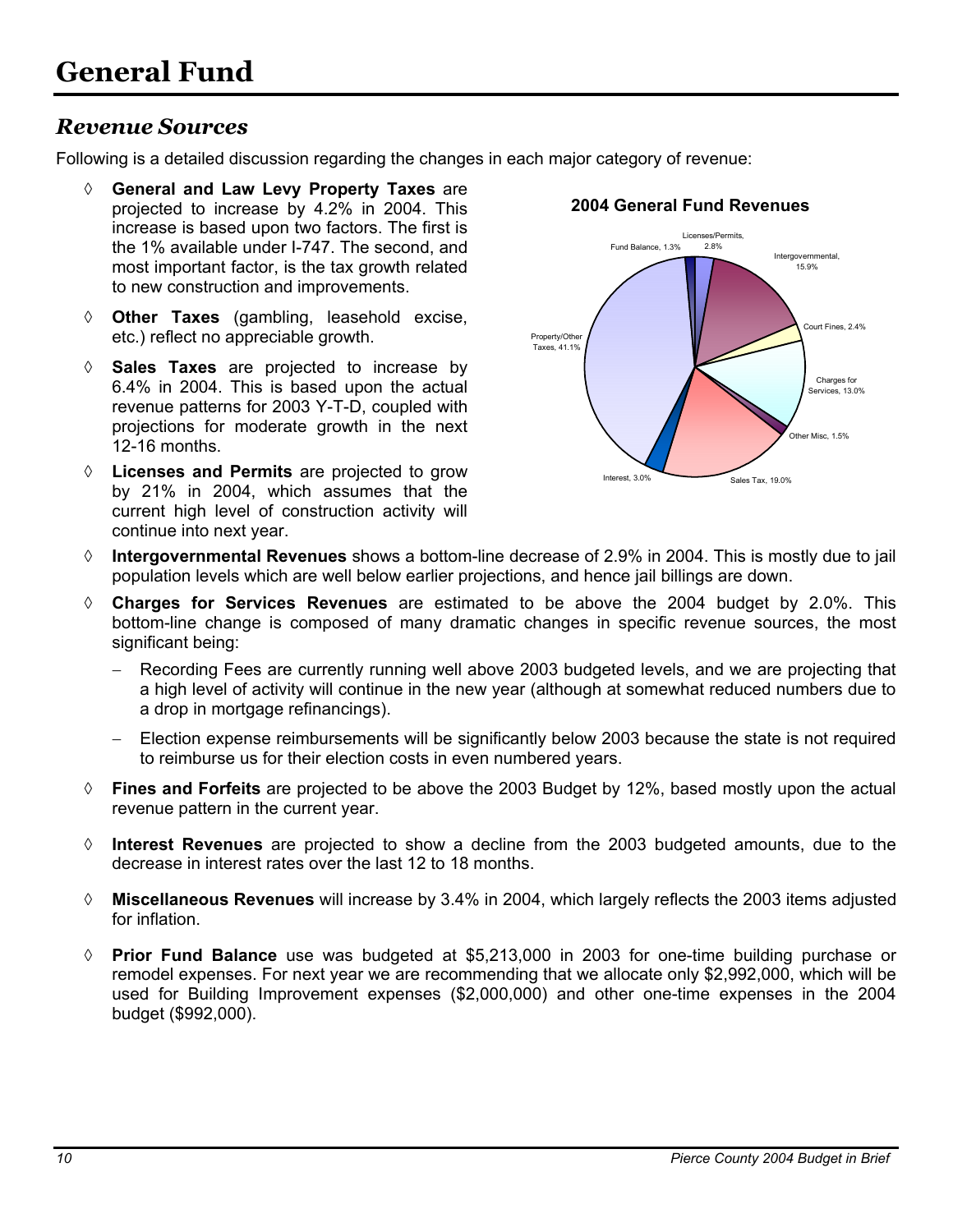# General Fund

## *Revenue Sources*

Following is a detailed discussion regarding the changes in each major category of revenue:

- **General and Law Levy Property Taxes** are projected to increase by 4.2% in 2004. This increase is based upon two factors. The first is the 1% available under I-747. The second, and most important factor, is the tax growth related to new construction and improvements.
- **Other Taxes** (gambling, leasehold excise, etc.) reflect no appreciable growth.
- **Sales Taxes** are projected to increase by 6.4% in 2004. This is based upon the actual revenue patterns for 2003 Y-T-D, coupled with projections for moderate growth in the next 12-16 months.
- **Licenses and Permits** are projected to grow by 21% in 2004, which assumes that the current high level of construction activity will continue into next year.

**2004 General Fund Revenues**

| Category | Share |
|---|---|
| Property/Other Taxes | 41.1% |
| Sales Tax | 19.0% |
| Intergovernmental | 15.9% |
| Charges for Services | 13.0% |
| Interest | 3.0% |
| Licenses/Permits | 2.8% |
| Court Fines | 2.4% |
| Other Misc | 1.5% |
| Fund Balance | 1.3% |

- **Intergovernmental Revenues** shows a bottom-line decrease of 2.9% in 2004. This is mostly due to jail population levels which are well below earlier projections, and hence jail billings are down.
- **Charges for Services Revenues** are estimated to be above the 2004 budget by 2.0%. This bottom-line change is composed of many dramatic changes in specific revenue sources, the most significant being:
  - Recording Fees are currently running well above 2003 budgeted levels, and we are projecting that a high level of activity will continue in the new year (although at somewhat reduced numbers due to a drop in mortgage refinancings).
  - Election expense reimbursements will be significantly below 2003 because the state is not required to reimburse us for their election costs in even numbered years.
- **Fines and Forfeits** are projected to be above the 2003 Budget by 12%, based mostly upon the actual revenue pattern in the current year.
- **Interest Revenues** are projected to show a decline from the 2003 budgeted amounts, due to the decrease in interest rates over the last 12 to 18 months.
- **Miscellaneous Revenues** will increase by 3.4% in 2004, which largely reflects the 2003 items adjusted for inflation.
- **Prior Fund Balance** use was budgeted at $5,213,000 in 2003 for one-time building purchase or remodel expenses. For next year we are recommending that we allocate only $2,992,000, which will be used for Building Improvement expenses ($2,000,000) and other one-time expenses in the 2004 budget ($992,000).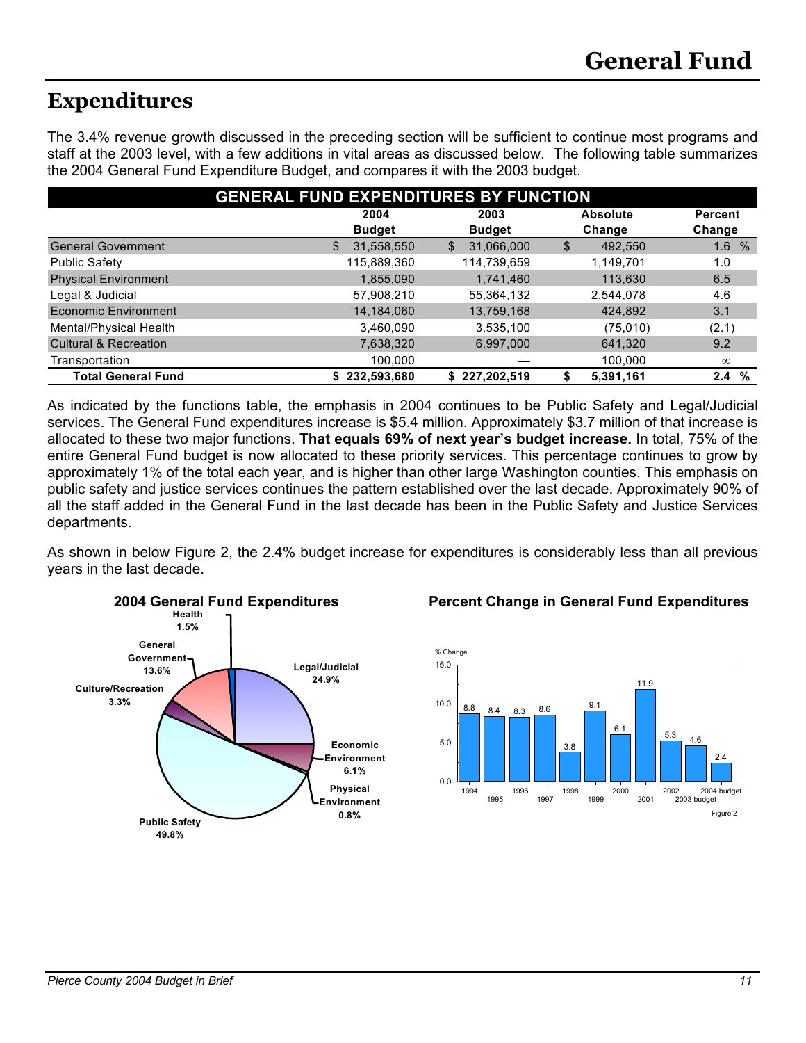# General Fund

## Expenditures

The 3.4% revenue growth discussed in the preceding section will be sufficient to continue most programs and staff at the 2003 level, with a few additions in vital areas as discussed below. The following table summarizes the 2004 General Fund Expenditure Budget, and compares it with the 2003 budget.

| GENERAL FUND EXPENDITURES BY FUNCTION | 2004 Budget | 2003 Budget | Absolute Change | Percent Change |
|---|---|---|---|---|
| General Government | $ 31,558,550 | $ 31,066,000 | $ 492,550 | 1.6 % |
| Public Safety | 115,889,360 | 114,739,659 | 1,149,701 | 1.0 |
| Physical Environment | 1,855,090 | 1,741,460 | 113,630 | 6.5 |
| Legal & Judicial | 57,908,210 | 55,364,132 | 2,544,078 | 4.6 |
| Economic Environment | 14,184,060 | 13,759,168 | 424,892 | 3.1 |
| Mental/Physical Health | 3,460,090 | 3,535,100 | (75,010) | (2.1) |
| Cultural & Recreation | 7,638,320 | 6,997,000 | 641,320 | 9.2 |
| Transportation | 100,000 | — | 100,000 | ∞ |
| **Total General Fund** | **$ 232,593,680** | **$ 227,202,519** | **$ 5,391,161** | **2.4 %** |

As indicated by the functions table, the emphasis in 2004 continues to be Public Safety and Legal/Judicial services. The General Fund expenditures increase is $5.4 million. Approximately $3.7 million of that increase is allocated to these two major functions. **That equals 69% of next year's budget increase.** In total, 75% of the entire General Fund budget is now allocated to these priority services. This percentage continues to grow by approximately 1% of the total each year, and is higher than other large Washington counties. This emphasis on public safety and justice services continues the pattern established over the last decade. Approximately 90% of all the staff added in the General Fund in the last decade has been in the Public Safety and Justice Services departments.

As shown in below Figure 2, the 2.4% budget increase for expenditures is considerably less than all previous years in the last decade.

**2004 General Fund Expenditures**

| Function | Percent |
|---|---|
| Health | 1.5% |
| General Government | 13.6% |
| Culture/Recreation | 3.3% |
| Legal/Judicial | 24.9% |
| Economic Environment | 6.1% |
| Physical Environment | 0.8% |
| Public Safety | 49.8% |

**Percent Change in General Fund Expenditures**

| Year | % Change |
|---|---|
| 1994 | 8.8 |
| 1995 | 8.4 |
| 1996 | 8.3 |
| 1997 | 8.6 |
| 1998 | 3.8 |
| 1999 | 9.1 |
| 2000 | 6.1 |
| 2001 | 11.9 |
| 2002 | 5.3 |
| 2003 budget | 4.6 |
| 2004 budget | 2.4 |

Figure 2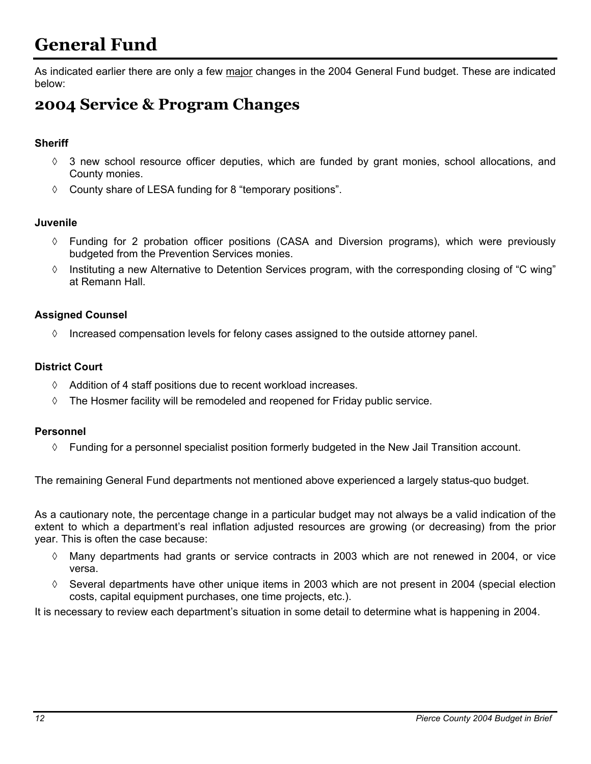# General Fund

As indicated earlier there are only a few <u>major</u> changes in the 2004 General Fund budget. These are indicated below:

## 2004 Service & Program Changes

**Sheriff**

- 3 new school resource officer deputies, which are funded by grant monies, school allocations, and County monies.
- County share of LESA funding for 8 "temporary positions".

**Juvenile**

- Funding for 2 probation officer positions (CASA and Diversion programs), which were previously budgeted from the Prevention Services monies.
- Instituting a new Alternative to Detention Services program, with the corresponding closing of "C wing" at Remann Hall.

**Assigned Counsel**

- Increased compensation levels for felony cases assigned to the outside attorney panel.

**District Court**

- Addition of 4 staff positions due to recent workload increases.
- The Hosmer facility will be remodeled and reopened for Friday public service.

**Personnel**

- Funding for a personnel specialist position formerly budgeted in the New Jail Transition account.

The remaining General Fund departments not mentioned above experienced a largely status-quo budget.

As a cautionary note, the percentage change in a particular budget may not always be a valid indication of the extent to which a department's real inflation adjusted resources are growing (or decreasing) from the prior year. This is often the case because:

- Many departments had grants or service contracts in 2003 which are not renewed in 2004, or vice versa.
- Several departments have other unique items in 2003 which are not present in 2004 (special election costs, capital equipment purchases, one time projects, etc.).

It is necessary to review each department's situation in some detail to determine what is happening in 2004.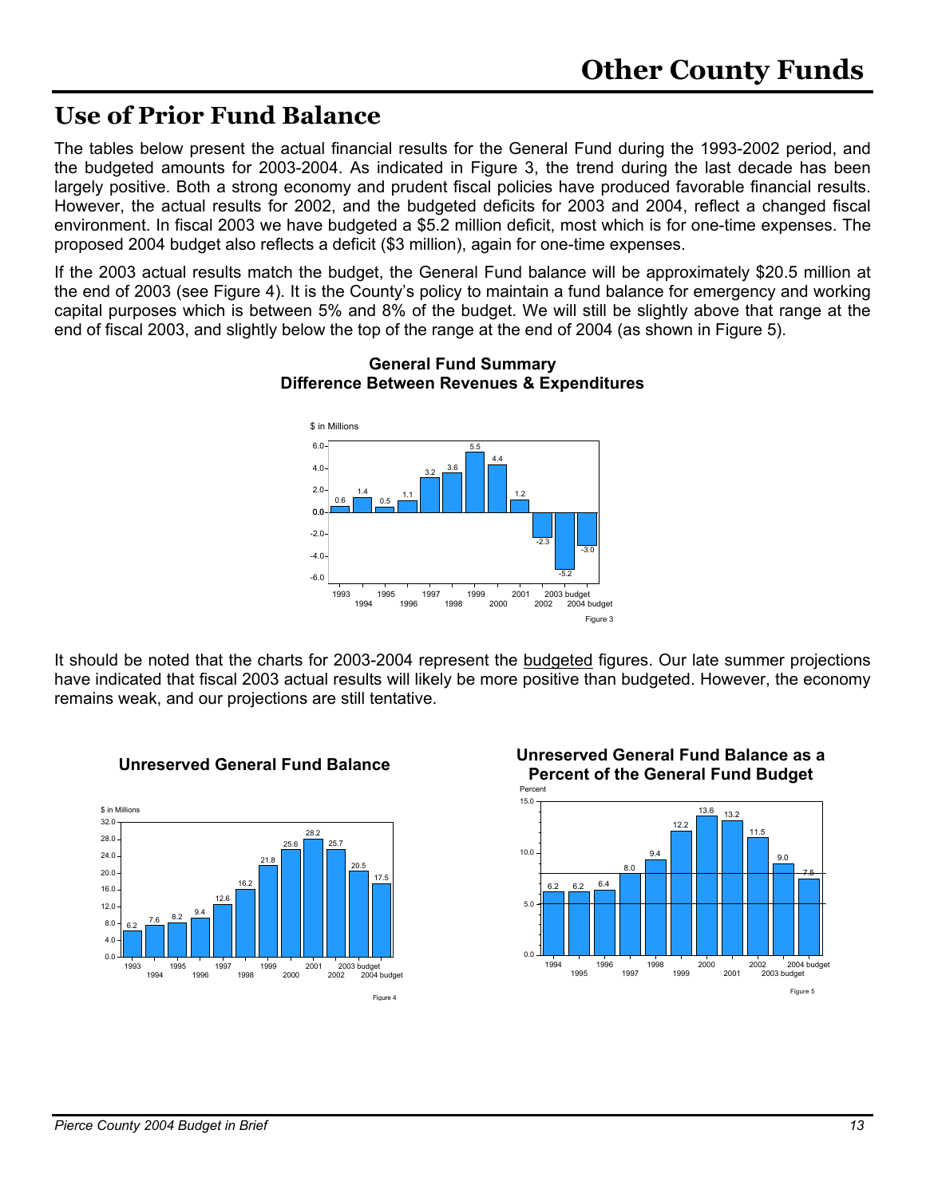# Other County Funds

## Use of Prior Fund Balance

The tables below present the actual financial results for the General Fund during the 1993-2002 period, and the budgeted amounts for 2003-2004. As indicated in Figure 3, the trend during the last decade has been largely positive. Both a strong economy and prudent fiscal policies have produced favorable financial results. However, the actual results for 2002, and the budgeted deficits for 2003 and 2004, reflect a changed fiscal environment. In fiscal 2003 we have budgeted a $5.2 million deficit, most which is for one-time expenses. The proposed 2004 budget also reflects a deficit ($3 million), again for one-time expenses.

If the 2003 actual results match the budget, the General Fund balance will be approximately $20.5 million at the end of 2003 (see Figure 4). It is the County's policy to maintain a fund balance for emergency and working capital purposes which is between 5% and 8% of the budget. We will still be slightly above that range at the end of fiscal 2003, and slightly below the top of the range at the end of 2004 (as shown in Figure 5).

**General Fund Summary**
**Difference Between Revenues & Expenditures**

$ in Millions

| Year | Amount |
|---|---|
| 1993 | 0.6 |
| 1994 | 1.4 |
| 1995 | 0.5 |
| 1996 | 1.1 |
| 1997 | 3.2 |
| 1998 | 3.6 |
| 1999 | 5.5 |
| 2000 | 4.4 |
| 2001 | 1.2 |
| 2002 | -2.3 |
| 2003 budget | -5.2 |
| 2004 budget | -3.0 |

Figure 3

It should be noted that the charts for 2003-2004 represent the budgeted figures. Our late summer projections have indicated that fiscal 2003 actual results will likely be more positive than budgeted. However, the economy remains weak, and our projections are still tentative.

**Unreserved General Fund Balance**

$ in Millions

| Year | Amount |
|---|---|
| 1993 | 6.2 |
| 1994 | 7.6 |
| 1995 | 8.2 |
| 1996 | 9.4 |
| 1997 | 12.6 |
| 1998 | 16.2 |
| 1999 | 21.8 |
| 2000 | 25.6 |
| 2001 | 28.2 |
| 2002 | 25.7 |
| 2003 budget | 20.5 |
| 2004 budget | 17.5 |

Figure 4

**Unreserved General Fund Balance as a Percent of the General Fund Budget**

Percent

| Year | Percent |
|---|---|
| 1994 | 6.2 |
| 1995 | 6.2 |
| 1996 | 6.4 |
| 1997 | 8.0 |
| 1998 | 9.4 |
| 1999 | 12.2 |
| 2000 | 13.6 |
| 2001 | 13.2 |
| 2002 | 11.5 |
| 2003 budget | 9.0 |
| 2004 budget | 7.5 |

Figure 5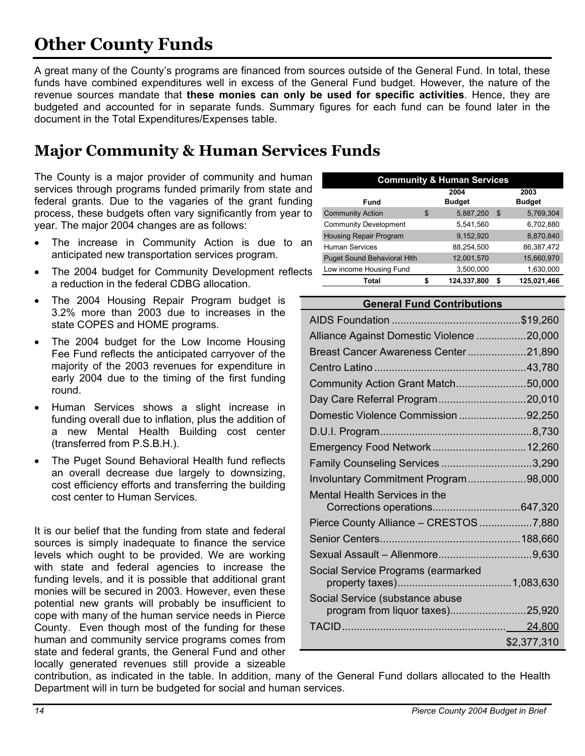# Other County Funds

A great many of the County's programs are financed from sources outside of the General Fund. In total, these funds have combined expenditures well in excess of the General Fund budget. However, the nature of the revenue sources mandate that **these monies can only be used for specific activities**. Hence, they are budgeted and accounted for in separate funds. Summary figures for each fund can be found later in the document in the Total Expenditures/Expenses table.

## Major Community & Human Services Funds

The County is a major provider of community and human services through programs funded primarily from state and federal grants. Due to the vagaries of the grant funding process, these budgets often vary significantly from year to year. The major 2004 changes are as follows:

- The increase in Community Action is due to an anticipated new transportation services program.
- The 2004 budget for Community Development reflects a reduction in the federal CDBG allocation.
- The 2004 Housing Repair Program budget is 3.2% more than 2003 due to increases in the state COPES and HOME programs.
- The 2004 budget for the Low Income Housing Fee Fund reflects the anticipated carryover of the majority of the 2003 revenues for expenditure in early 2004 due to the timing of the first funding round.
- Human Services shows a slight increase in funding overall due to inflation, plus the addition of a new Mental Health Building cost center (transferred from P.S.B.H.).
- The Puget Sound Behavioral Health fund reflects an overall decrease due largely to downsizing, cost efficiency efforts and transferring the building cost center to Human Services.

| Community & Human Services | | |
|---|---|---|
| Fund | 2004 Budget | 2003 Budget |
| Community Action | $ 5,887,250 | $ 5,769,304 |
| Community Development | 5,541,560 | 6,702,880 |
| Housing Repair Program | 9,152,920 | 8,870,840 |
| Human Services | 88,254,500 | 86,387,472 |
| Puget Sound Behavioral Hlth | 12,001,570 | 15,660,970 |
| Low income Housing Fund | 3,500,000 | 1,630,000 |
| **Total** | **$ 124,337,800** | **$ 125,021,466** |

| General Fund Contributions | |
|---|---|
| AIDS Foundation | $19,260 |
| Alliance Against Domestic Violence | 20,000 |
| Breast Cancer Awareness Center | 21,890 |
| Centro Latino | 43,780 |
| Community Action Grant Match | 50,000 |
| Day Care Referral Program | 20,010 |
| Domestic Violence Commission | 92,250 |
| D.U.I. Program | 8,730 |
| Emergency Food Network | 12,260 |
| Family Counseling Services | 3,290 |
| Involuntary Commitment Program | 98,000 |
| Mental Health Services in the Corrections operations | 647,320 |
| Pierce County Alliance – CRESTOS | 7,880 |
| Senior Centers | 188,660 |
| Sexual Assault – Allenmore | 9,630 |
| Social Service Programs (earmarked property taxes) | 1,083,630 |
| Social Service (substance abuse program from liquor taxes) | 25,920 |
| TACID | 24,800 |
| | $2,377,310 |

It is our belief that the funding from state and federal sources is simply inadequate to finance the service levels which ought to be provided. We are working with state and federal agencies to increase the funding levels, and it is possible that additional grant monies will be secured in 2003. However, even these potential new grants will probably be insufficient to cope with many of the human service needs in Pierce County. Even though most of the funding for these human and community service programs comes from state and federal grants, the General Fund and other locally generated revenues still provide a sizeable contribution, as indicated in the table. In addition, many of the General Fund dollars allocated to the Health Department will in turn be budgeted for social and human services.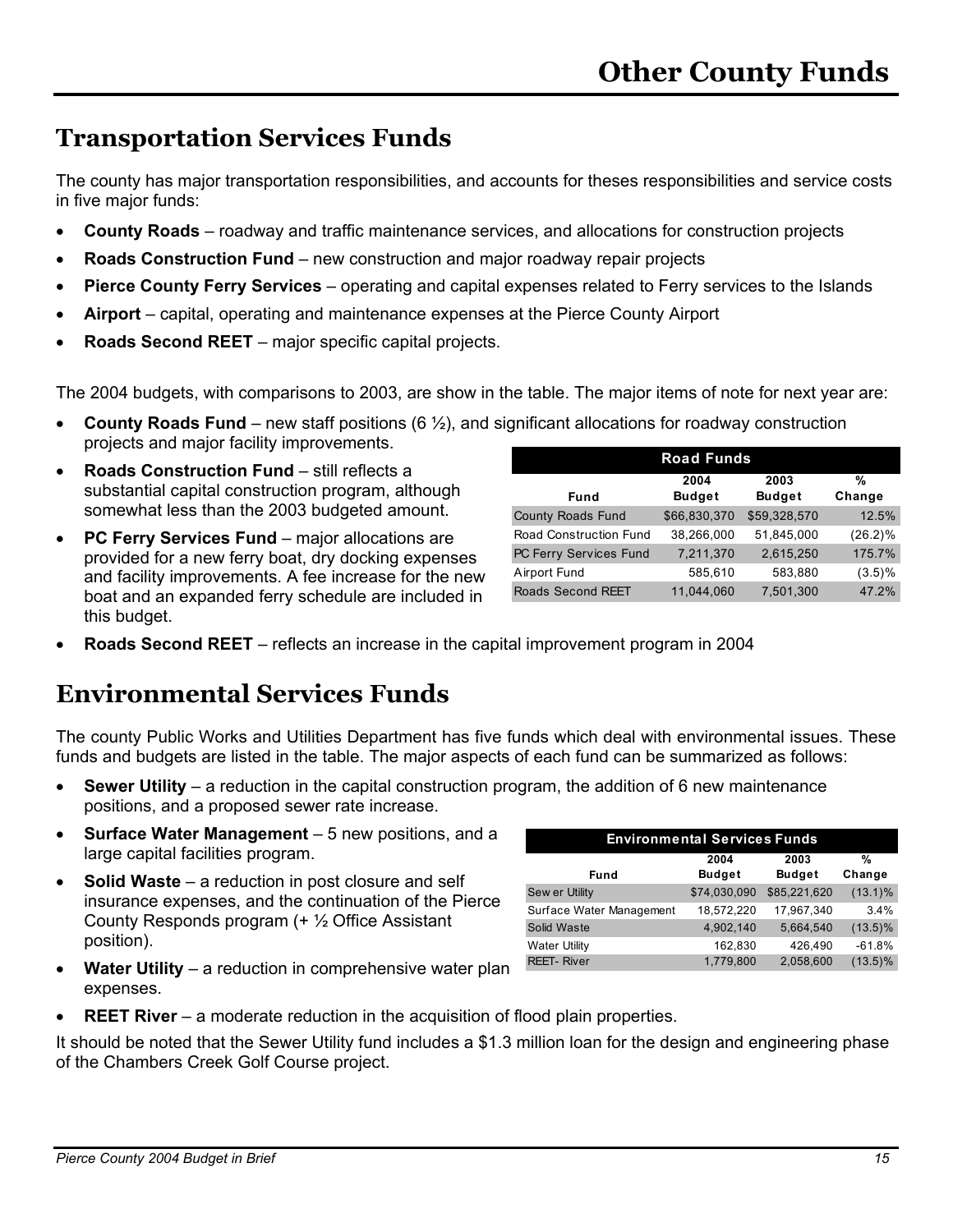# Other County Funds

## Transportation Services Funds

The county has major transportation responsibilities, and accounts for theses responsibilities and service costs in five major funds:

- **County Roads** – roadway and traffic maintenance services, and allocations for construction projects
- **Roads Construction Fund** – new construction and major roadway repair projects
- **Pierce County Ferry Services** – operating and capital expenses related to Ferry services to the Islands
- **Airport** – capital, operating and maintenance expenses at the Pierce County Airport
- **Roads Second REET** – major specific capital projects.

The 2004 budgets, with comparisons to 2003, are show in the table. The major items of note for next year are:

- **County Roads Fund** – new staff positions (6 ½), and significant allocations for roadway construction projects and major facility improvements.
- **Roads Construction Fund** – still reflects a substantial capital construction program, although somewhat less than the 2003 budgeted amount.
- **PC Ferry Services Fund** – major allocations are provided for a new ferry boat, dry docking expenses and facility improvements. A fee increase for the new boat and an expanded ferry schedule are included in this budget.
- **Roads Second REET** – reflects an increase in the capital improvement program in 2004

| Road Funds | | | |
|---|---|---|---|
| Fund | 2004 Budget | 2003 Budget | % Change |
| County Roads Fund | $66,830,370 | $59,328,570 | 12.5% |
| Road Construction Fund | 38,266,000 | 51,845,000 | (26.2)% |
| PC Ferry Services Fund | 7,211,370 | 2,615,250 | 175.7% |
| Airport Fund | 585,610 | 583,880 | (3.5)% |
| Roads Second REET | 11,044,060 | 7,501,300 | 47.2% |

## Environmental Services Funds

The county Public Works and Utilities Department has five funds which deal with environmental issues. These funds and budgets are listed in the table. The major aspects of each fund can be summarized as follows:

- **Sewer Utility** – a reduction in the capital construction program, the addition of 6 new maintenance positions, and a proposed sewer rate increase.
- **Surface Water Management** – 5 new positions, and a large capital facilities program.
- **Solid Waste** – a reduction in post closure and self insurance expenses, and the continuation of the Pierce County Responds program (+ ½ Office Assistant position).
- **Water Utility** – a reduction in comprehensive water plan expenses.
- **REET River** – a moderate reduction in the acquisition of flood plain properties.

| Environmental Services Funds | | | |
|---|---|---|---|
| Fund | 2004 Budget | 2003 Budget | % Change |
| Sewer Utility | $74,030,090 | $85,221,620 | (13.1)% |
| Surface Water Management | 18,572,220 | 17,967,340 | 3.4% |
| Solid Waste | 4,902,140 | 5,664,540 | (13.5)% |
| Water Utility | 162,830 | 426,490 | -61.8% |
| REET- River | 1,779,800 | 2,058,600 | (13.5)% |

It should be noted that the Sewer Utility fund includes a $1.3 million loan for the design and engineering phase of the Chambers Creek Golf Course project.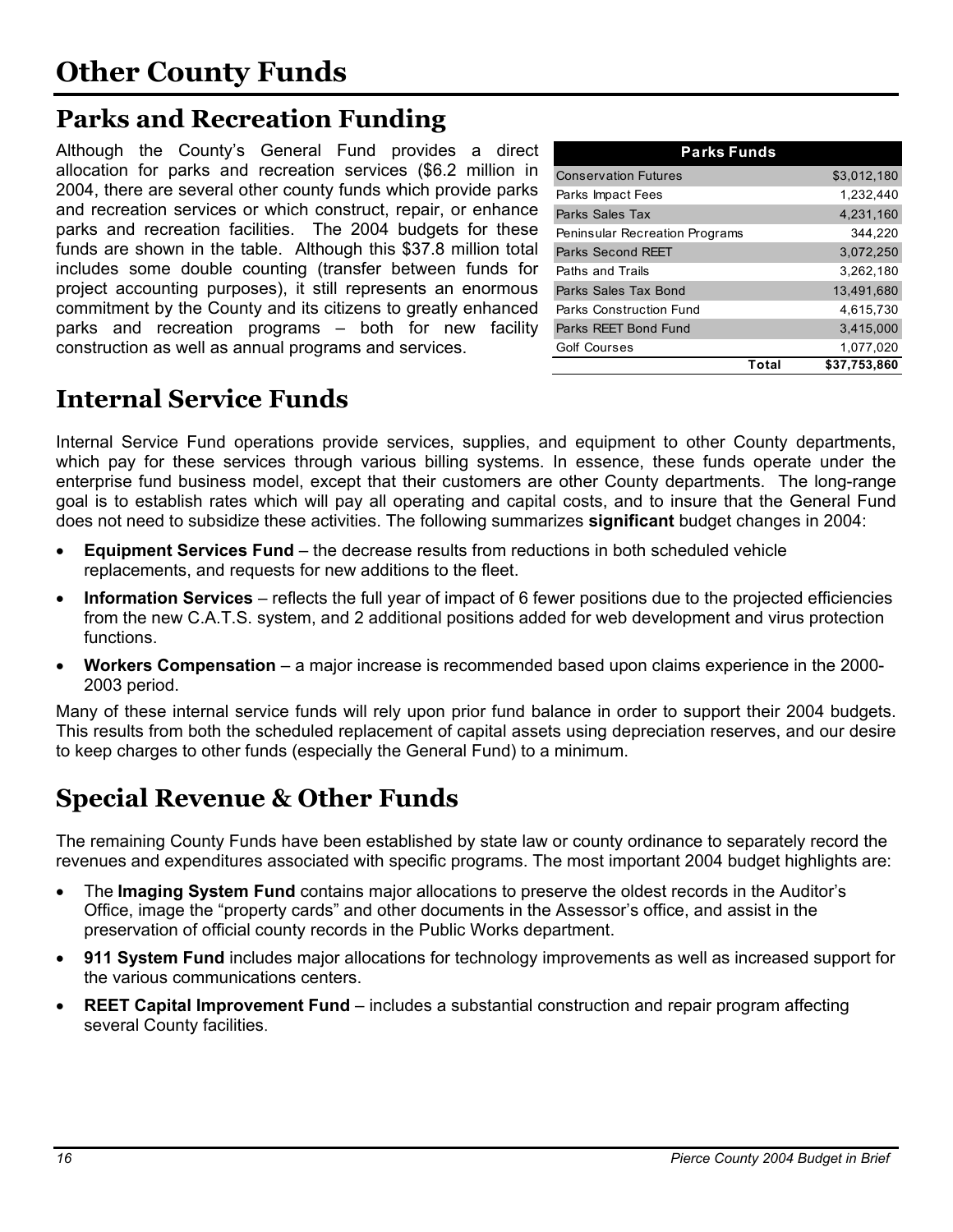# Other County Funds

## Parks and Recreation Funding

Although the County's General Fund provides a direct allocation for parks and recreation services ($6.2 million in 2004, there are several other county funds which provide parks and recreation services or which construct, repair, or enhance parks and recreation facilities. The 2004 budgets for these funds are shown in the table. Although this $37.8 million total includes some double counting (transfer between funds for project accounting purposes), it still represents an enormous commitment by the County and its citizens to greatly enhanced parks and recreation programs – both for new facility construction as well as annual programs and services.

| Parks Funds | |
|---|---|
| Conservation Futures | $3,012,180 |
| Parks Impact Fees | 1,232,440 |
| Parks Sales Tax | 4,231,160 |
| Peninsular Recreation Programs | 344,220 |
| Parks Second REET | 3,072,250 |
| Paths and Trails | 3,262,180 |
| Parks Sales Tax Bond | 13,491,680 |
| Parks Construction Fund | 4,615,730 |
| Parks REET Bond Fund | 3,415,000 |
| Golf Courses | 1,077,020 |
| **Total** | **$37,753,860** |

## Internal Service Funds

Internal Service Fund operations provide services, supplies, and equipment to other County departments, which pay for these services through various billing systems. In essence, these funds operate under the enterprise fund business model, except that their customers are other County departments. The long-range goal is to establish rates which will pay all operating and capital costs, and to insure that the General Fund does not need to subsidize these activities. The following summarizes **significant** budget changes in 2004:

- **Equipment Services Fund** – the decrease results from reductions in both scheduled vehicle replacements, and requests for new additions to the fleet.
- **Information Services** – reflects the full year of impact of 6 fewer positions due to the projected efficiencies from the new C.A.T.S. system, and 2 additional positions added for web development and virus protection functions.
- **Workers Compensation** – a major increase is recommended based upon claims experience in the 2000-2003 period.

Many of these internal service funds will rely upon prior fund balance in order to support their 2004 budgets. This results from both the scheduled replacement of capital assets using depreciation reserves, and our desire to keep charges to other funds (especially the General Fund) to a minimum.

## Special Revenue & Other Funds

The remaining County Funds have been established by state law or county ordinance to separately record the revenues and expenditures associated with specific programs. The most important 2004 budget highlights are:

- The **Imaging System Fund** contains major allocations to preserve the oldest records in the Auditor's Office, image the "property cards" and other documents in the Assessor's office, and assist in the preservation of official county records in the Public Works department.
- **911 System Fund** includes major allocations for technology improvements as well as increased support for the various communications centers.
- **REET Capital Improvement Fund** – includes a substantial construction and repair program affecting several County facilities.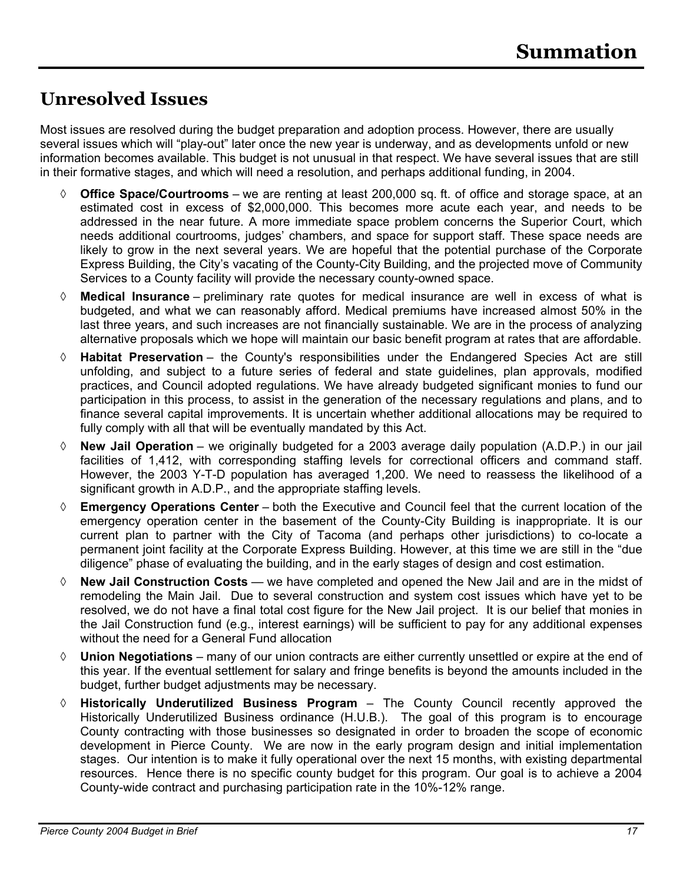# Summation

## Unresolved Issues

Most issues are resolved during the budget preparation and adoption process. However, there are usually several issues which will "play-out" later once the new year is underway, and as developments unfold or new information becomes available. This budget is not unusual in that respect. We have several issues that are still in their formative stages, and which will need a resolution, and perhaps additional funding, in 2004.

- **Office Space/Courtrooms** – we are renting at least 200,000 sq. ft. of office and storage space, at an estimated cost in excess of $2,000,000. This becomes more acute each year, and needs to be addressed in the near future. A more immediate space problem concerns the Superior Court, which needs additional courtrooms, judges' chambers, and space for support staff. These space needs are likely to grow in the next several years. We are hopeful that the potential purchase of the Corporate Express Building, the City's vacating of the County-City Building, and the projected move of Community Services to a County facility will provide the necessary county-owned space.
- **Medical Insurance** – preliminary rate quotes for medical insurance are well in excess of what is budgeted, and what we can reasonably afford. Medical premiums have increased almost 50% in the last three years, and such increases are not financially sustainable. We are in the process of analyzing alternative proposals which we hope will maintain our basic benefit program at rates that are affordable.
- **Habitat Preservation** – the County's responsibilities under the Endangered Species Act are still unfolding, and subject to a future series of federal and state guidelines, plan approvals, modified practices, and Council adopted regulations. We have already budgeted significant monies to fund our participation in this process, to assist in the generation of the necessary regulations and plans, and to finance several capital improvements. It is uncertain whether additional allocations may be required to fully comply with all that will be eventually mandated by this Act.
- **New Jail Operation** – we originally budgeted for a 2003 average daily population (A.D.P.) in our jail facilities of 1,412, with corresponding staffing levels for correctional officers and command staff. However, the 2003 Y-T-D population has averaged 1,200. We need to reassess the likelihood of a significant growth in A.D.P., and the appropriate staffing levels.
- **Emergency Operations Center** – both the Executive and Council feel that the current location of the emergency operation center in the basement of the County-City Building is inappropriate. It is our current plan to partner with the City of Tacoma (and perhaps other jurisdictions) to co-locate a permanent joint facility at the Corporate Express Building. However, at this time we are still in the "due diligence" phase of evaluating the building, and in the early stages of design and cost estimation.
- **New Jail Construction Costs** — we have completed and opened the New Jail and are in the midst of remodeling the Main Jail. Due to several construction and system cost issues which have yet to be resolved, we do not have a final total cost figure for the New Jail project. It is our belief that monies in the Jail Construction fund (e.g., interest earnings) will be sufficient to pay for any additional expenses without the need for a General Fund allocation
- **Union Negotiations** – many of our union contracts are either currently unsettled or expire at the end of this year. If the eventual settlement for salary and fringe benefits is beyond the amounts included in the budget, further budget adjustments may be necessary.
- **Historically Underutilized Business Program** – The County Council recently approved the Historically Underutilized Business ordinance (H.U.B.). The goal of this program is to encourage County contracting with those businesses so designated in order to broaden the scope of economic development in Pierce County. We are now in the early program design and initial implementation stages. Our intention is to make it fully operational over the next 15 months, with existing departmental resources. Hence there is no specific county budget for this program. Our goal is to achieve a 2004 County-wide contract and purchasing participation rate in the 10%-12% range.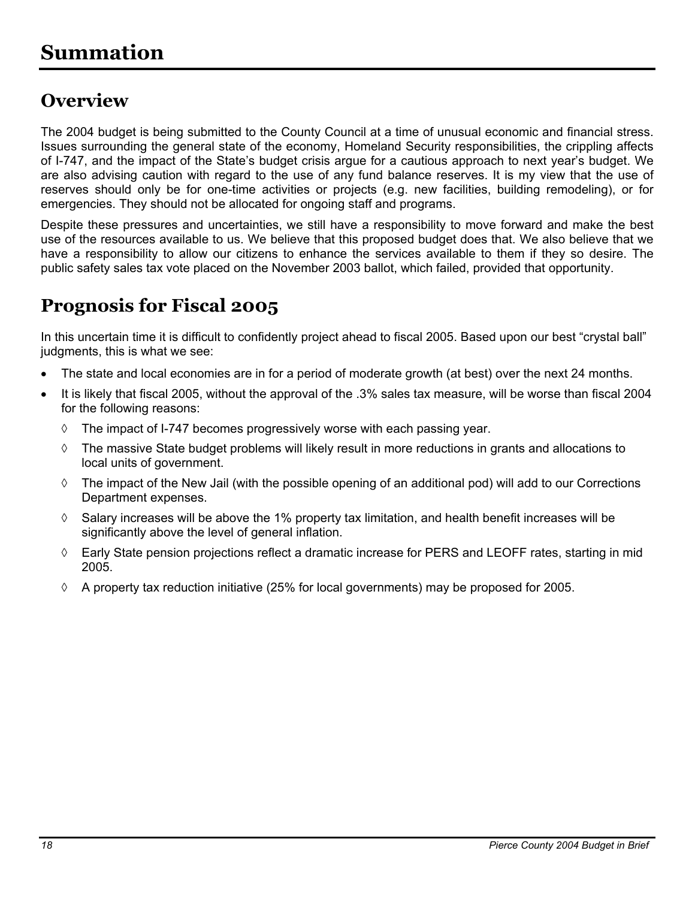# Summation

## Overview

The 2004 budget is being submitted to the County Council at a time of unusual economic and financial stress. Issues surrounding the general state of the economy, Homeland Security responsibilities, the crippling affects of I-747, and the impact of the State's budget crisis argue for a cautious approach to next year's budget. We are also advising caution with regard to the use of any fund balance reserves. It is my view that the use of reserves should only be for one-time activities or projects (e.g. new facilities, building remodeling), or for emergencies. They should not be allocated for ongoing staff and programs.

Despite these pressures and uncertainties, we still have a responsibility to move forward and make the best use of the resources available to us. We believe that this proposed budget does that. We also believe that we have a responsibility to allow our citizens to enhance the services available to them if they so desire. The public safety sales tax vote placed on the November 2003 ballot, which failed, provided that opportunity.

## Prognosis for Fiscal 2005

In this uncertain time it is difficult to confidently project ahead to fiscal 2005. Based upon our best "crystal ball" judgments, this is what we see:

- The state and local economies are in for a period of moderate growth (at best) over the next 24 months.
- It is likely that fiscal 2005, without the approval of the .3% sales tax measure, will be worse than fiscal 2004 for the following reasons:
  - The impact of I-747 becomes progressively worse with each passing year.
  - The massive State budget problems will likely result in more reductions in grants and allocations to local units of government.
  - The impact of the New Jail (with the possible opening of an additional pod) will add to our Corrections Department expenses.
  - Salary increases will be above the 1% property tax limitation, and health benefit increases will be significantly above the level of general inflation.
  - Early State pension projections reflect a dramatic increase for PERS and LEOFF rates, starting in mid 2005.
  - A property tax reduction initiative (25% for local governments) may be proposed for 2005.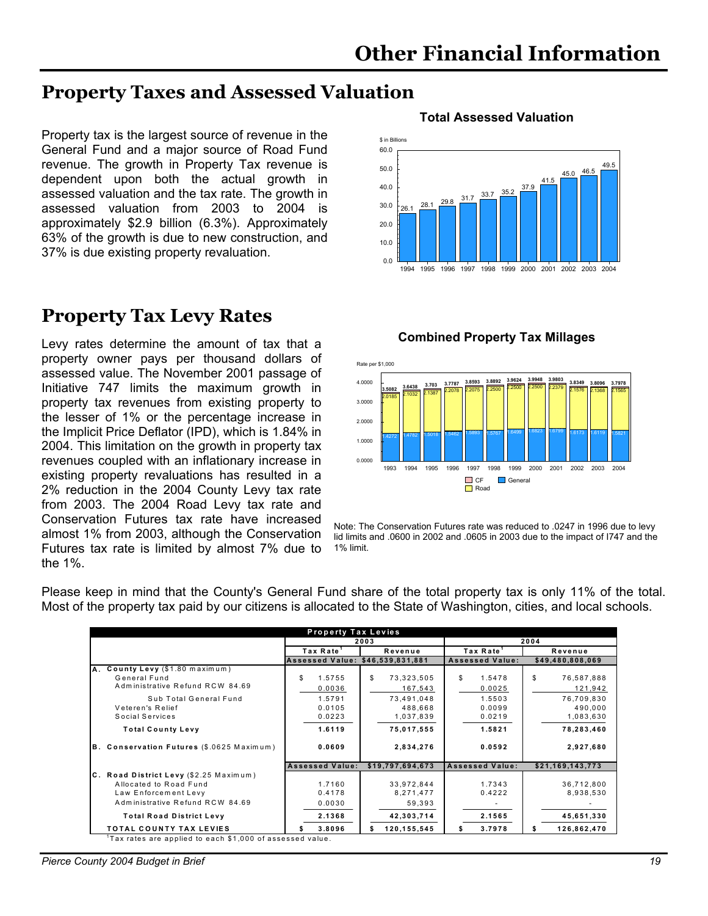# Other Financial Information

## Property Taxes and Assessed Valuation

Property tax is the largest source of revenue in the General Fund and a major source of Road Fund revenue. The growth in Property Tax revenue is dependent upon both the actual growth in assessed valuation and the tax rate. The growth in assessed valuation from 2003 to 2004 is approximately $2.9 billion (6.3%). Approximately 63% of the growth is due to new construction, and 37% is due existing property revaluation.

**Total Assessed Valuation**

$ in Billions

| Year | 1994 | 1995 | 1996 | 1997 | 1998 | 1999 | 2000 | 2001 | 2002 | 2003 | 2004 |
|---|---|---|---|---|---|---|---|---|---|---|---|
| Value | 26.1 | 28.1 | 29.8 | 31.7 | 33.7 | 35.2 | 37.9 | 41.5 | 45.0 | 46.5 | 49.5 |

## Property Tax Levy Rates

Levy rates determine the amount of tax that a property owner pays per thousand dollars of assessed value. The November 2001 passage of Initiative 747 limits the maximum growth in property tax revenues from existing property to the lesser of 1% or the percentage increase in the Implicit Price Deflator (IPD), which is 1.84% in 2004. This limitation on the growth in property tax revenues coupled with an inflationary increase in existing property revaluations has resulted in a 2% reduction in the 2004 County Levy tax rate from 2003. The 2004 Road Levy tax rate and Conservation Futures tax rate have increased almost 1% from 2003, although the Conservation Futures tax rate is limited by almost 7% due to the 1%.

**Combined Property Tax Millages**

Rate per $1,000

| Year | 1993 | 1994 | 1995 | 1996 | 1997 | 1998 | 1999 | 2000 | 2001 | 2002 | 2003 | 2004 |
|---|---|---|---|---|---|---|---|---|---|---|---|---|
| Total | 3.5082 | 3.6438 | 3.703 | 3.7787 | 3.8593 | 3.8892 | 3.9624 | 3.9948 | 3.9803 | 3.8349 | 3.8096 | 3.7978 |
| Road | 2.0185 | 2.1032 | 2.1387 | 2.2078 | 2.2075 | 2.2500 | 2.2500 | 2.2500 | 2.2379 | 2.1576 | 2.1368 | 2.1565 |
| General | 1.4272 | 1.4782 | 1.5016 | 1.5462 | 1.5893 | 1.5767 | 1.6499 | 1.6823 | 1.6799 | 1.6173 | 1.6119 | 1.5821 |

CF / Road / General

Note: The Conservation Futures rate was reduced to .0247 in 1996 due to levy lid limits and .0600 in 2002 and .0605 in 2003 due to the impact of I747 and the 1% limit.

Please keep in mind that the County's General Fund share of the total property tax is only 11% of the total. Most of the property tax paid by our citizens is allocated to the State of Washington, cities, and local schools.

**Property Tax Levies**

| | 2003 | | 2004 | |
|---|---|---|---|---|
| | Tax Rate[1] | Revenue | Tax Rate[1] | Revenue |
| | Assessed Value: | $46,539,831,881 | Assessed Value: | $49,480,808,069 |
| **A. County Levy** ($1.80 maximum) | | | | |
| General Fund | $ 1.5755 | $ 73,323,505 | $ 1.5478 | $ 76,587,888 |
| Administrative Refund RCW 84.69 | 0.0036 | 167,543 | 0.0025 | 121,942 |
| Sub Total General Fund | 1.5791 | 73,491,048 | 1.5503 | 76,709,830 |
| Veteren's Relief | 0.0105 | 488,668 | 0.0099 | 490,000 |
| Social Services | 0.0223 | 1,037,839 | 0.0219 | 1,083,630 |
| **Total County Levy** | **1.6119** | **75,017,555** | **1.5821** | **78,283,460** |
| **B. Conservation Futures** ($.0625 Maximum) | **0.0609** | **2,834,276** | **0.0592** | **2,927,680** |
| | Assessed Value: | $19,797,694,673 | Assessed Value: | $21,169,143,773 |
| **C. Road District Levy** ($2.25 Maximum) | | | | |
| Allocated to Road Fund | 1.7160 | 33,972,844 | 1.7343 | 36,712,800 |
| Law Enforcement Levy | 0.4178 | 8,271,477 | 0.4222 | 8,938,530 |
| Administrative Refund RCW 84.69 | 0.0030 | 59,393 | - | - |
| **Total Road District Levy** | **2.1368** | **42,303,714** | **2.1565** | **45,651,330** |
| **TOTAL COUNTY TAX LEVIES** | **$ 3.8096** | **$ 120,155,545** | **$ 3.7978** | **$ 126,862,470** |

[1]Tax rates are applied to each $1,000 of assessed value.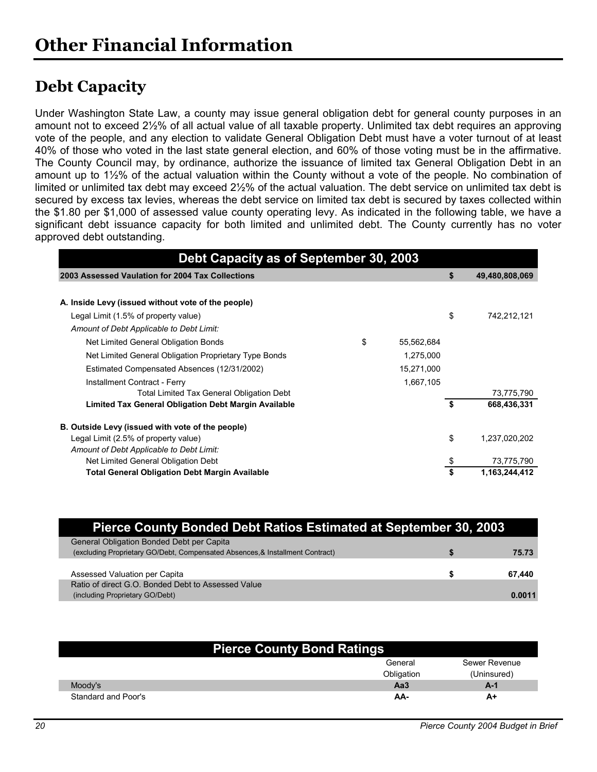# Other Financial Information

## Debt Capacity

Under Washington State Law, a county may issue general obligation debt for general county purposes in an amount not to exceed 2½% of all actual value of all taxable property. Unlimited tax debt requires an approving vote of the people, and any election to validate General Obligation Debt must have a voter turnout of at least 40% of those who voted in the last state general election, and 60% of those voting must be in the affirmative. The County Council may, by ordinance, authorize the issuance of limited tax General Obligation Debt in an amount up to 1½% of the actual valuation within the County without a vote of the people. No combination of limited or unlimited tax debt may exceed 2½% of the actual valuation. The debt service on unlimited tax debt is secured by excess tax levies, whereas the debt service on limited tax debt is secured by taxes collected within the $1.80 per $1,000 of assessed value county operating levy. As indicated in the following table, we have a significant debt issuance capacity for both limited and unlimited debt. The County currently has no voter approved debt outstanding.

| Debt Capacity as of September 30, 2003 | | |
|---|---|---|
| **2003 Assessed Vaulation for 2004 Tax Collections** | | **$ 49,480,808,069** |
| | | |
| **A. Inside Levy (issued without vote of the people)** | | |
| Legal Limit (1.5% of property value) | | $ 742,212,121 |
| *Amount of Debt Applicable to Debt Limit:* | | |
| Net Limited General Obligation Bonds | $ 55,562,684 | |
| Net Limited General Obligation Proprietary Type Bonds | 1,275,000 | |
| Estimated Compensated Absences (12/31/2002) | 15,271,000 | |
| Installment Contract - Ferry | 1,667,105 | |
| Total Limited Tax General Obligation Debt | | 73,775,790 |
| **Limited Tax General Obligation Debt Margin Available** | | **$ 668,436,331** |
| | | |
| **B. Outside Levy (issued with vote of the people)** | | |
| Legal Limit (2.5% of property value) | | $ 1,237,020,202 |
| *Amount of Debt Applicable to Debt Limit:* | | |
| Net Limited General Obligation Debt | | $ 73,775,790 |
| **Total General Obligation Debt Margin Available** | | **$ 1,163,244,412** |

| Pierce County Bonded Debt Ratios Estimated at September 30, 2003 | |
|---|---|
| General Obligation Bonded Debt per Capita (excluding Proprietary GO/Debt, Compensated Absences,& Installment Contract) | **$ 75.73** |
| Assessed Valuation per Capita | **$ 67,440** |
| Ratio of direct G.O. Bonded Debt to Assessed Value (including Proprietary GO/Debt) | **0.0011** |

| Pierce County Bond Ratings | General Obligation | Sewer Revenue (Uninsured) |
|---|---|---|
| Moody's | **Aa3** | **A-1** |
| Standard and Poor's | **AA-** | **A+** |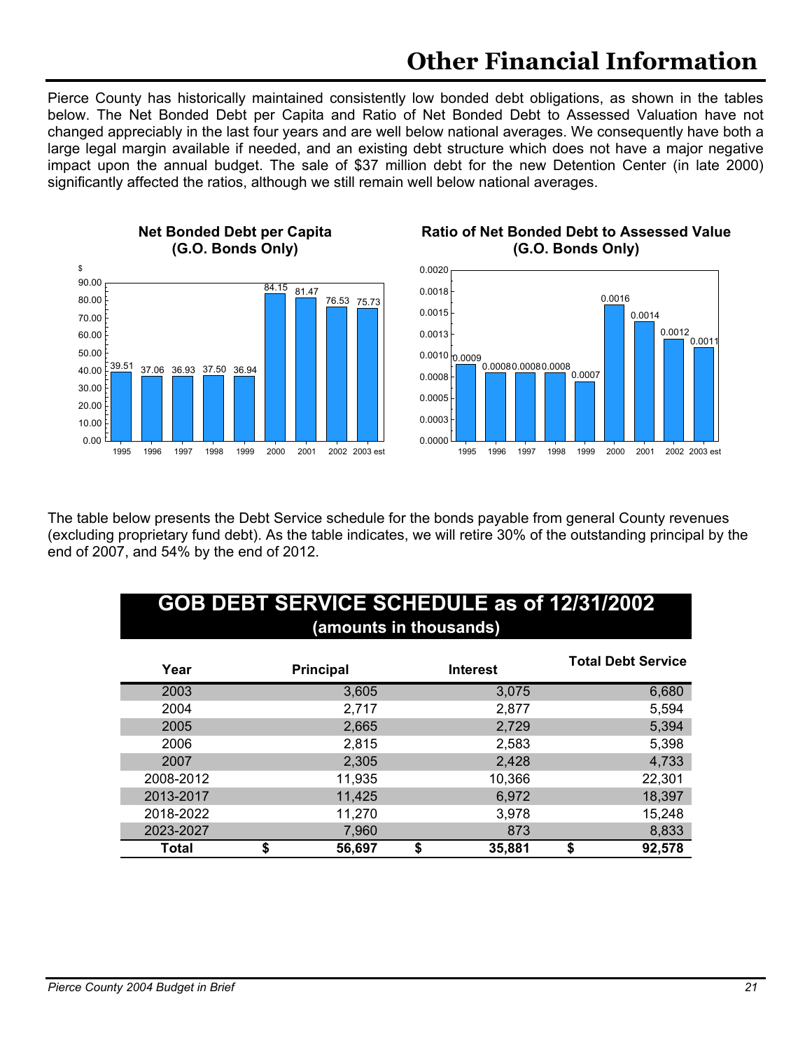# Other Financial Information

Pierce County has historically maintained consistently low bonded debt obligations, as shown in the tables below. The Net Bonded Debt per Capita and Ratio of Net Bonded Debt to Assessed Valuation have not changed appreciably in the last four years and are well below national averages. We consequently have both a large legal margin available if needed, and an existing debt structure which does not have a major negative impact upon the annual budget. The sale of $37 million debt for the new Detention Center (in late 2000) significantly affected the ratios, although we still remain well below national averages.

**Net Bonded Debt per Capita (G.O. Bonds Only)**

| Year | $ |
|---|---|
| 1995 | 39.51 |
| 1996 | 37.06 |
| 1997 | 36.93 |
| 1998 | 37.50 |
| 1999 | 36.94 |
| 2000 | 84.15 |
| 2001 | 81.47 |
| 2002 | 76.53 |
| 2003 est | 75.73 |

**Ratio of Net Bonded Debt to Assessed Value (G.O. Bonds Only)**

| Year | Ratio |
|---|---|
| 1995 | 0.0009 |
| 1996 | 0.0008 |
| 1997 | 0.0008 |
| 1998 | 0.0008 |
| 1999 | 0.0007 |
| 2000 | 0.0016 |
| 2001 | 0.0014 |
| 2002 | 0.0012 |
| 2003 est | 0.0011 |

The table below presents the Debt Service schedule for the bonds payable from general County revenues (excluding proprietary fund debt). As the table indicates, we will retire 30% of the outstanding principal by the end of 2007, and 54% by the end of 2012.

## GOB DEBT SERVICE SCHEDULE as of 12/31/2002
**(amounts in thousands)**

| Year | Principal | Interest | Total Debt Service |
|---|---|---|---|
| 2003 | 3,605 | 3,075 | 6,680 |
| 2004 | 2,717 | 2,877 | 5,594 |
| 2005 | 2,665 | 2,729 | 5,394 |
| 2006 | 2,815 | 2,583 | 5,398 |
| 2007 | 2,305 | 2,428 | 4,733 |
| 2008-2012 | 11,935 | 10,366 | 22,301 |
| 2013-2017 | 11,425 | 6,972 | 18,397 |
| 2018-2022 | 11,270 | 3,978 | 15,248 |
| 2023-2027 | 7,960 | 873 | 8,833 |
| **Total** | **$ 56,697** | **$ 35,881** | **$ 92,578** |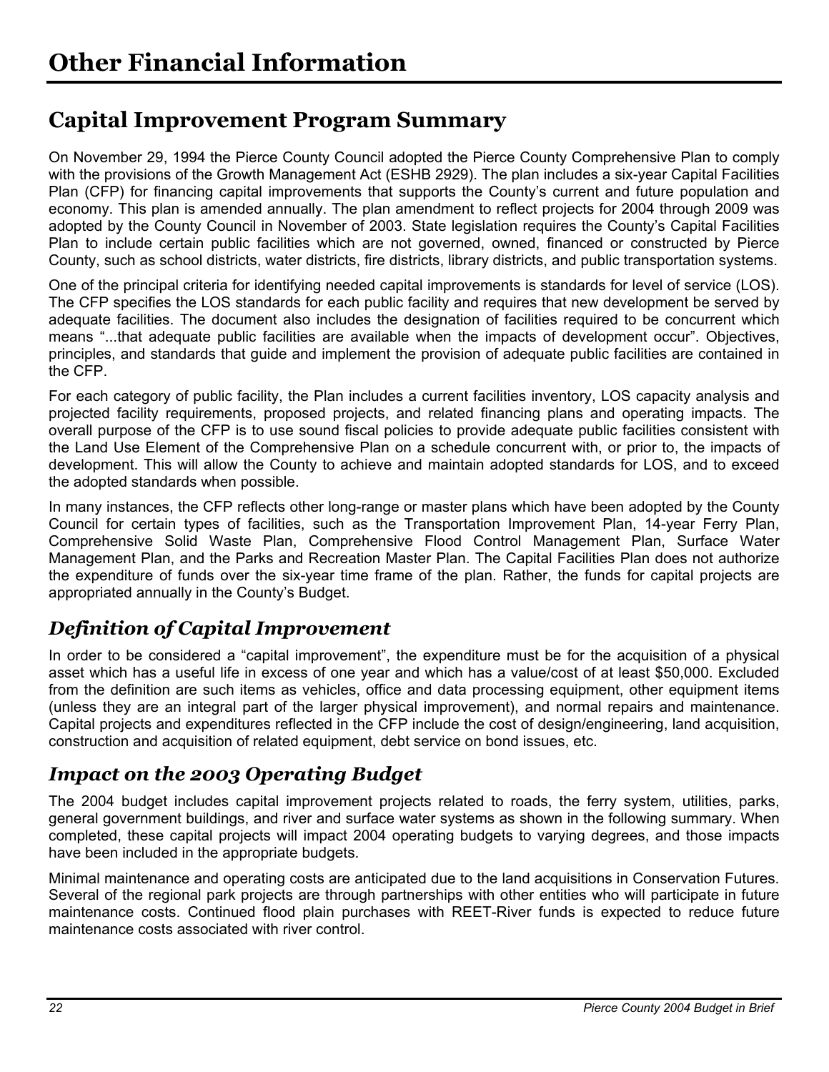# Other Financial Information

## Capital Improvement Program Summary

On November 29, 1994 the Pierce County Council adopted the Pierce County Comprehensive Plan to comply with the provisions of the Growth Management Act (ESHB 2929). The plan includes a six-year Capital Facilities Plan (CFP) for financing capital improvements that supports the County's current and future population and economy. This plan is amended annually. The plan amendment to reflect projects for 2004 through 2009 was adopted by the County Council in November of 2003. State legislation requires the County's Capital Facilities Plan to include certain public facilities which are not governed, owned, financed or constructed by Pierce County, such as school districts, water districts, fire districts, library districts, and public transportation systems.

One of the principal criteria for identifying needed capital improvements is standards for level of service (LOS). The CFP specifies the LOS standards for each public facility and requires that new development be served by adequate facilities. The document also includes the designation of facilities required to be concurrent which means "...that adequate public facilities are available when the impacts of development occur". Objectives, principles, and standards that guide and implement the provision of adequate public facilities are contained in the CFP.

For each category of public facility, the Plan includes a current facilities inventory, LOS capacity analysis and projected facility requirements, proposed projects, and related financing plans and operating impacts. The overall purpose of the CFP is to use sound fiscal policies to provide adequate public facilities consistent with the Land Use Element of the Comprehensive Plan on a schedule concurrent with, or prior to, the impacts of development. This will allow the County to achieve and maintain adopted standards for LOS, and to exceed the adopted standards when possible.

In many instances, the CFP reflects other long-range or master plans which have been adopted by the County Council for certain types of facilities, such as the Transportation Improvement Plan, 14-year Ferry Plan, Comprehensive Solid Waste Plan, Comprehensive Flood Control Management Plan, Surface Water Management Plan, and the Parks and Recreation Master Plan. The Capital Facilities Plan does not authorize the expenditure of funds over the six-year time frame of the plan. Rather, the funds for capital projects are appropriated annually in the County's Budget.

### *Definition of Capital Improvement*

In order to be considered a "capital improvement", the expenditure must be for the acquisition of a physical asset which has a useful life in excess of one year and which has a value/cost of at least $50,000. Excluded from the definition are such items as vehicles, office and data processing equipment, other equipment items (unless they are an integral part of the larger physical improvement), and normal repairs and maintenance. Capital projects and expenditures reflected in the CFP include the cost of design/engineering, land acquisition, construction and acquisition of related equipment, debt service on bond issues, etc.

### *Impact on the 2003 Operating Budget*

The 2004 budget includes capital improvement projects related to roads, the ferry system, utilities, parks, general government buildings, and river and surface water systems as shown in the following summary. When completed, these capital projects will impact 2004 operating budgets to varying degrees, and those impacts have been included in the appropriate budgets.

Minimal maintenance and operating costs are anticipated due to the land acquisitions in Conservation Futures. Several of the regional park projects are through partnerships with other entities who will participate in future maintenance costs. Continued flood plain purchases with REET-River funds is expected to reduce future maintenance costs associated with river control.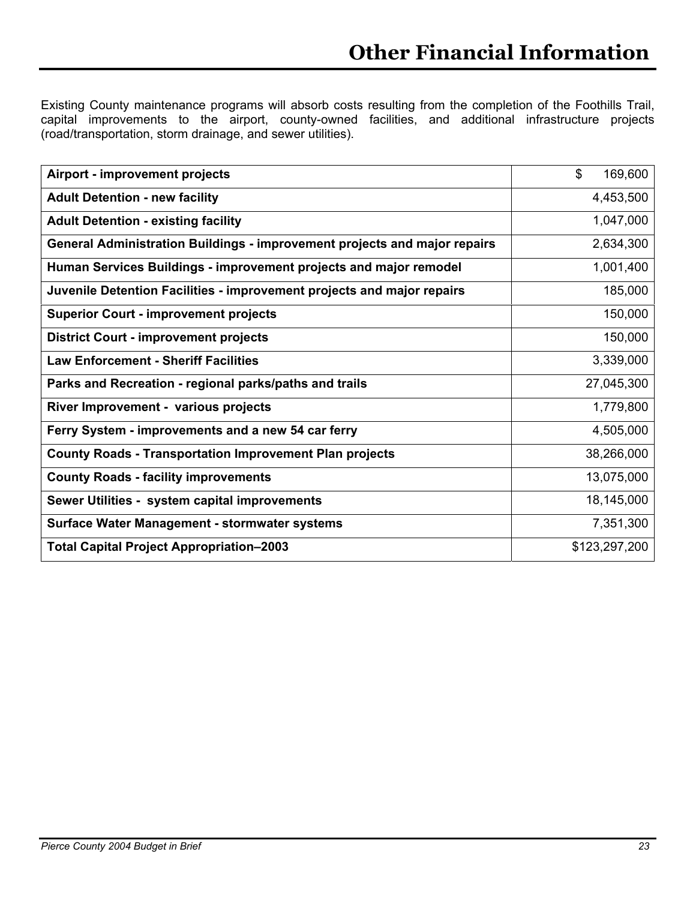# Other Financial Information

Existing County maintenance programs will absorb costs resulting from the completion of the Foothills Trail, capital improvements to the airport, county-owned facilities, and additional infrastructure projects (road/transportation, storm drainage, and sewer utilities).

| | |
|---|---|
| **Airport - improvement projects** | $ 169,600 |
| **Adult Detention - new facility** | 4,453,500 |
| **Adult Detention - existing facility** | 1,047,000 |
| **General Administration Buildings - improvement projects and major repairs** | 2,634,300 |
| **Human Services Buildings - improvement projects and major remodel** | 1,001,400 |
| **Juvenile Detention Facilities - improvement projects and major repairs** | 185,000 |
| **Superior Court - improvement projects** | 150,000 |
| **District Court - improvement projects** | 150,000 |
| **Law Enforcement - Sheriff Facilities** | 3,339,000 |
| **Parks and Recreation - regional parks/paths and trails** | 27,045,300 |
| **River Improvement - various projects** | 1,779,800 |
| **Ferry System - improvements and a new 54 car ferry** | 4,505,000 |
| **County Roads - Transportation Improvement Plan projects** | 38,266,000 |
| **County Roads - facility improvements** | 13,075,000 |
| **Sewer Utilities - system capital improvements** | 18,145,000 |
| **Surface Water Management - stormwater systems** | 7,351,300 |
| **Total Capital Project Appropriation–2003** | $123,297,200 |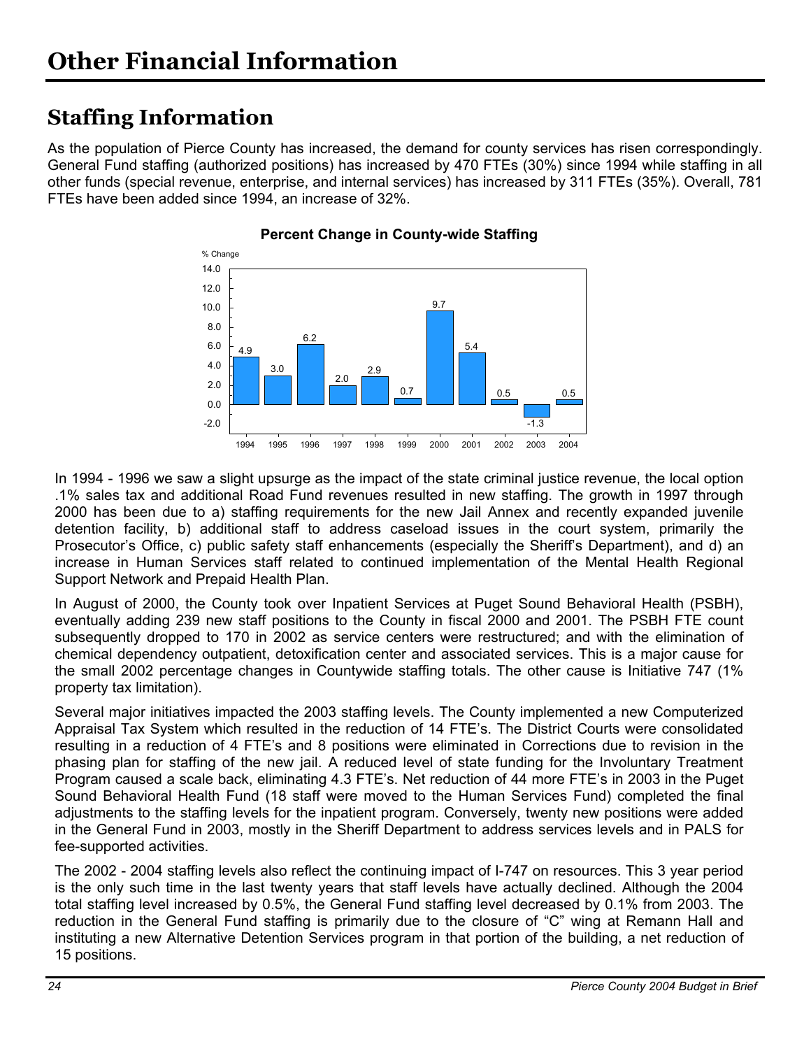# Other Financial Information

## Staffing Information

As the population of Pierce County has increased, the demand for county services has risen correspondingly. General Fund staffing (authorized positions) has increased by 470 FTEs (30%) since 1994 while staffing in all other funds (special revenue, enterprise, and internal services) has increased by 311 FTEs (35%). Overall, 781 FTEs have been added since 1994, an increase of 32%.

**Percent Change in County-wide Staffing**

| Year | % Change |
|---|---|
| 1994 | 4.9 |
| 1995 | 3.0 |
| 1996 | 6.2 |
| 1997 | 2.0 |
| 1998 | 2.9 |
| 1999 | 0.7 |
| 2000 | 9.7 |
| 2001 | 5.4 |
| 2002 | 0.5 |
| 2003 | -1.3 |
| 2004 | 0.5 |

In 1994 - 1996 we saw a slight upsurge as the impact of the state criminal justice revenue, the local option .1% sales tax and additional Road Fund revenues resulted in new staffing. The growth in 1997 through 2000 has been due to a) staffing requirements for the new Jail Annex and recently expanded juvenile detention facility, b) additional staff to address caseload issues in the court system, primarily the Prosecutor's Office, c) public safety staff enhancements (especially the Sheriff's Department), and d) an increase in Human Services staff related to continued implementation of the Mental Health Regional Support Network and Prepaid Health Plan.

In August of 2000, the County took over Inpatient Services at Puget Sound Behavioral Health (PSBH), eventually adding 239 new staff positions to the County in fiscal 2000 and 2001. The PSBH FTE count subsequently dropped to 170 in 2002 as service centers were restructured; and with the elimination of chemical dependency outpatient, detoxification center and associated services. This is a major cause for the small 2002 percentage changes in Countywide staffing totals. The other cause is Initiative 747 (1% property tax limitation).

Several major initiatives impacted the 2003 staffing levels. The County implemented a new Computerized Appraisal Tax System which resulted in the reduction of 14 FTE's. The District Courts were consolidated resulting in a reduction of 4 FTE's and 8 positions were eliminated in Corrections due to revision in the phasing plan for staffing of the new jail. A reduced level of state funding for the Involuntary Treatment Program caused a scale back, eliminating 4.3 FTE's. Net reduction of 44 more FTE's in 2003 in the Puget Sound Behavioral Health Fund (18 staff were moved to the Human Services Fund) completed the final adjustments to the staffing levels for the inpatient program. Conversely, twenty new positions were added in the General Fund in 2003, mostly in the Sheriff Department to address services levels and in PALS for fee-supported activities.

The 2002 - 2004 staffing levels also reflect the continuing impact of I-747 on resources. This 3 year period is the only such time in the last twenty years that staff levels have actually declined. Although the 2004 total staffing level increased by 0.5%, the General Fund staffing level decreased by 0.1% from 2003. The reduction in the General Fund staffing is primarily due to the closure of "C" wing at Remann Hall and instituting a new Alternative Detention Services program in that portion of the building, a net reduction of 15 positions.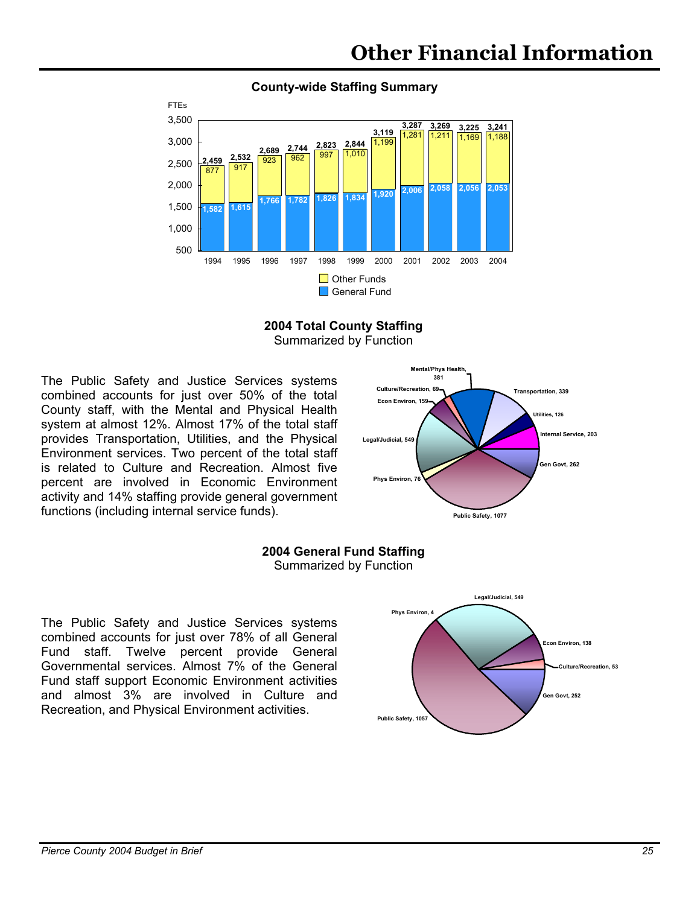# Other Financial Information

### County-wide Staffing Summary

| Year | General Fund | Other Funds | Total FTEs |
|---|---|---|---|
| 1994 | 1,582 | 877 | 2,459 |
| 1995 | 1,615 | 917 | 2,532 |
| 1996 | 1,766 | 923 | 2,689 |
| 1997 | 1,782 | 962 | 2,744 |
| 1998 | 1,826 | 997 | 2,823 |
| 1999 | 1,834 | 1,010 | 2,844 |
| 2000 | 1,920 | 1,199 | 3,119 |
| 2001 | 2,006 | 1,281 | 3,287 |
| 2002 | 2,058 | 1,211 | 3,269 |
| 2003 | 2,056 | 1,169 | 3,225 |
| 2004 | 2,053 | 1,188 | 3,241 |

### 2004 Total County Staffing

Summarized by Function

The Public Safety and Justice Services systems combined accounts for just over 50% of the total County staff, with the Mental and Physical Health system at almost 12%. Almost 17% of the total staff provides Transportation, Utilities, and the Physical Environment services. Two percent of the total staff is related to Culture and Recreation. Almost five percent are involved in Economic Environment activity and 14% staffing provide general government functions (including internal service funds).

| Function | Staff |
|---|---|
| Mental/Phys Health | 381 |
| Transportation | 339 |
| Utilities | 126 |
| Internal Service | 203 |
| Gen Govt | 262 |
| Public Safety | 1077 |
| Phys Environ | 76 |
| Legal/Judicial | 549 |
| Econ Environ | 159 |
| Culture/Recreation | 69 |

### 2004 General Fund Staffing

Summarized by Function

The Public Safety and Justice Services systems combined accounts for just over 78% of all General Fund staff. Twelve percent provide General Governmental services. Almost 7% of the General Fund staff support Economic Environment activities and almost 3% are involved in Culture and Recreation, and Physical Environment activities.

| Function | Staff |
|---|---|
| Legal/Judicial | 549 |
| Econ Environ | 138 |
| Culture/Recreation | 53 |
| Gen Govt | 252 |
| Public Safety | 1057 |
| Phys Environ | 4 |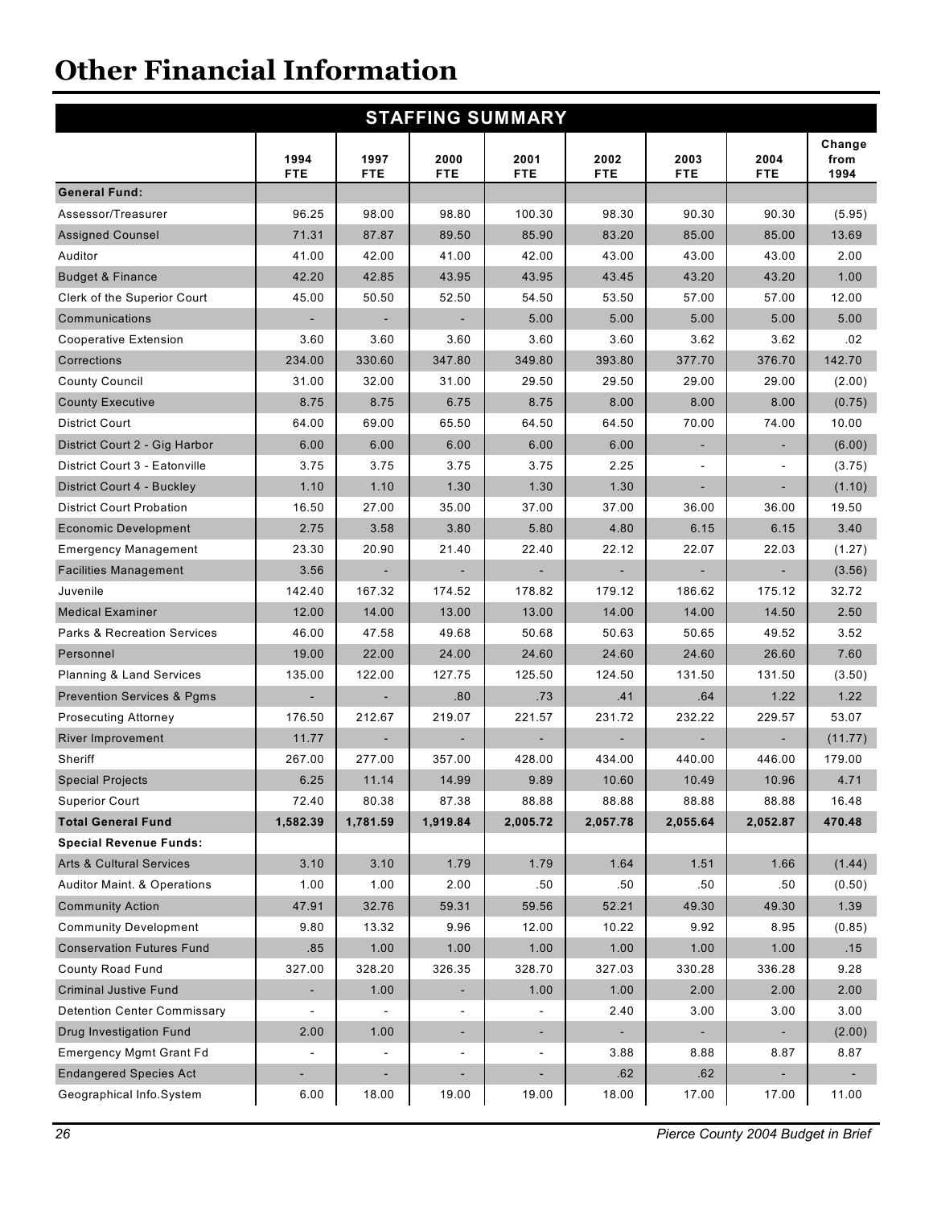# Other Financial Information

| STAFFING SUMMARY | | | | | | | | |
|---|---|---|---|---|---|---|---|---|
| | 1994 FTE | 1997 FTE | 2000 FTE | 2001 FTE | 2002 FTE | 2003 FTE | 2004 FTE | Change from 1994 |
| **General Fund:** | | | | | | | | |
| Assessor/Treasurer | 96.25 | 98.00 | 98.80 | 100.30 | 98.30 | 90.30 | 90.30 | (5.95) |
| Assigned Counsel | 71.31 | 87.87 | 89.50 | 85.90 | 83.20 | 85.00 | 85.00 | 13.69 |
| Auditor | 41.00 | 42.00 | 41.00 | 42.00 | 43.00 | 43.00 | 43.00 | 2.00 |
| Budget & Finance | 42.20 | 42.85 | 43.95 | 43.95 | 43.45 | 43.20 | 43.20 | 1.00 |
| Clerk of the Superior Court | 45.00 | 50.50 | 52.50 | 54.50 | 53.50 | 57.00 | 57.00 | 12.00 |
| Communications | - | - | - | 5.00 | 5.00 | 5.00 | 5.00 | 5.00 |
| Cooperative Extension | 3.60 | 3.60 | 3.60 | 3.60 | 3.60 | 3.62 | 3.62 | .02 |
| Corrections | 234.00 | 330.60 | 347.80 | 349.80 | 393.80 | 377.70 | 376.70 | 142.70 |
| County Council | 31.00 | 32.00 | 31.00 | 29.50 | 29.50 | 29.00 | 29.00 | (2.00) |
| County Executive | 8.75 | 8.75 | 6.75 | 8.75 | 8.00 | 8.00 | 8.00 | (0.75) |
| District Court | 64.00 | 69.00 | 65.50 | 64.50 | 64.50 | 70.00 | 74.00 | 10.00 |
| District Court 2 - Gig Harbor | 6.00 | 6.00 | 6.00 | 6.00 | 6.00 | - | - | (6.00) |
| District Court 3 - Eatonville | 3.75 | 3.75 | 3.75 | 3.75 | 2.25 | - | - | (3.75) |
| District Court 4 - Buckley | 1.10 | 1.10 | 1.30 | 1.30 | 1.30 | - | - | (1.10) |
| District Court Probation | 16.50 | 27.00 | 35.00 | 37.00 | 37.00 | 36.00 | 36.00 | 19.50 |
| Economic Development | 2.75 | 3.58 | 3.80 | 5.80 | 4.80 | 6.15 | 6.15 | 3.40 |
| Emergency Management | 23.30 | 20.90 | 21.40 | 22.40 | 22.12 | 22.07 | 22.03 | (1.27) |
| Facilities Management | 3.56 | - | - | - | - | - | - | (3.56) |
| Juvenile | 142.40 | 167.32 | 174.52 | 178.82 | 179.12 | 186.62 | 175.12 | 32.72 |
| Medical Examiner | 12.00 | 14.00 | 13.00 | 13.00 | 14.00 | 14.00 | 14.50 | 2.50 |
| Parks & Recreation Services | 46.00 | 47.58 | 49.68 | 50.68 | 50.63 | 50.65 | 49.52 | 3.52 |
| Personnel | 19.00 | 22.00 | 24.00 | 24.60 | 24.60 | 24.60 | 26.60 | 7.60 |
| Planning & Land Services | 135.00 | 122.00 | 127.75 | 125.50 | 124.50 | 131.50 | 131.50 | (3.50) |
| Prevention Services & Pgms | - | - | .80 | .73 | .41 | .64 | 1.22 | 1.22 |
| Prosecuting Attorney | 176.50 | 212.67 | 219.07 | 221.57 | 231.72 | 232.22 | 229.57 | 53.07 |
| River Improvement | 11.77 | - | - | - | - | - | - | (11.77) |
| Sheriff | 267.00 | 277.00 | 357.00 | 428.00 | 434.00 | 440.00 | 446.00 | 179.00 |
| Special Projects | 6.25 | 11.14 | 14.99 | 9.89 | 10.60 | 10.49 | 10.96 | 4.71 |
| Superior Court | 72.40 | 80.38 | 87.38 | 88.88 | 88.88 | 88.88 | 88.88 | 16.48 |
| **Total General Fund** | **1,582.39** | **1,781.59** | **1,919.84** | **2,005.72** | **2,057.78** | **2,055.64** | **2,052.87** | **470.48** |
| **Special Revenue Funds:** | | | | | | | | |
| Arts & Cultural Services | 3.10 | 3.10 | 1.79 | 1.79 | 1.64 | 1.51 | 1.66 | (1.44) |
| Auditor Maint. & Operations | 1.00 | 1.00 | 2.00 | .50 | .50 | .50 | .50 | (0.50) |
| Community Action | 47.91 | 32.76 | 59.31 | 59.56 | 52.21 | 49.30 | 49.30 | 1.39 |
| Community Development | 9.80 | 13.32 | 9.96 | 12.00 | 10.22 | 9.92 | 8.95 | (0.85) |
| Conservation Futures Fund | .85 | 1.00 | 1.00 | 1.00 | 1.00 | 1.00 | 1.00 | .15 |
| County Road Fund | 327.00 | 328.20 | 326.35 | 328.70 | 327.03 | 330.28 | 336.28 | 9.28 |
| Criminal Justive Fund | - | 1.00 | - | 1.00 | 1.00 | 2.00 | 2.00 | 2.00 |
| Detention Center Commissary | - | - | - | - | 2.40 | 3.00 | 3.00 | 3.00 |
| Drug Investigation Fund | 2.00 | 1.00 | - | - | - | - | - | (2.00) |
| Emergency Mgmt Grant Fd | - | - | - | - | 3.88 | 8.88 | 8.87 | 8.87 |
| Endangered Species Act | - | - | - | - | .62 | .62 | - | - |
| Geographical Info.System | 6.00 | 18.00 | 19.00 | 19.00 | 18.00 | 17.00 | 17.00 | 11.00 |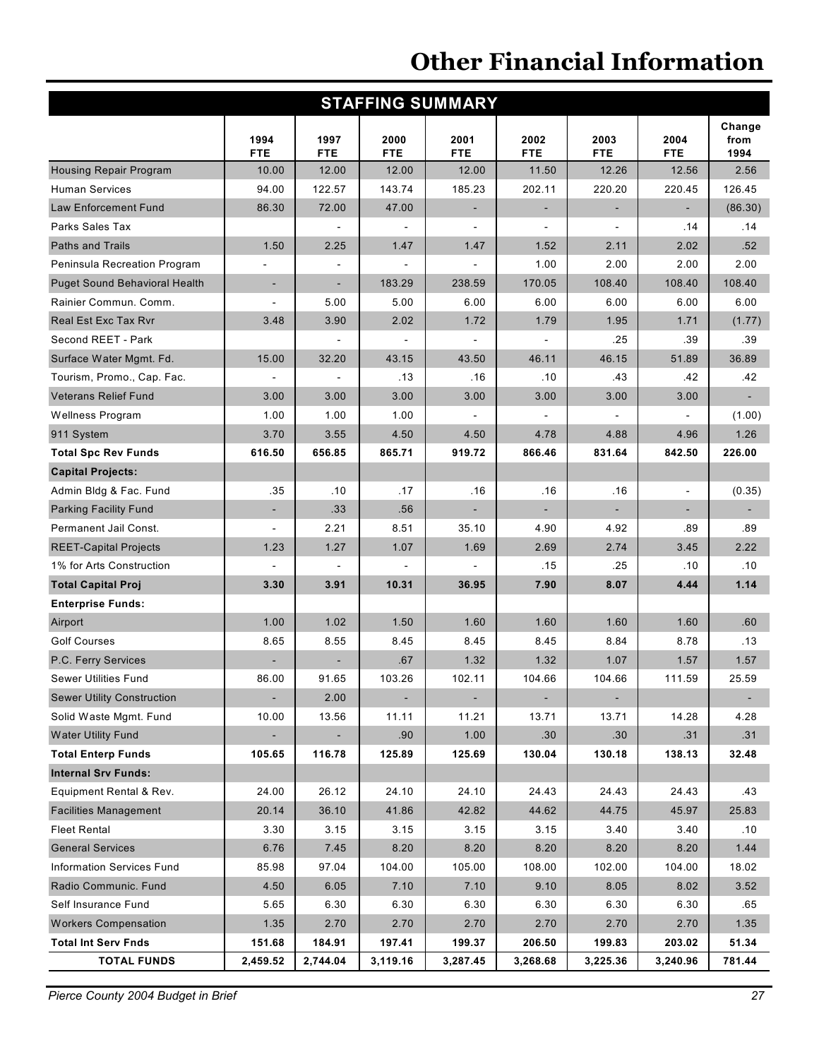# Other Financial Information

## STAFFING SUMMARY

| | 1994 FTE | 1997 FTE | 2000 FTE | 2001 FTE | 2002 FTE | 2003 FTE | 2004 FTE | Change from 1994 |
|---|---|---|---|---|---|---|---|---|
| Housing Repair Program | 10.00 | 12.00 | 12.00 | 12.00 | 11.50 | 12.26 | 12.56 | 2.56 |
| Human Services | 94.00 | 122.57 | 143.74 | 185.23 | 202.11 | 220.20 | 220.45 | 126.45 |
| Law Enforcement Fund | 86.30 | 72.00 | 47.00 | - | - | - | - | (86.30) |
| Parks Sales Tax | | - | - | - | - | - | .14 | .14 |
| Paths and Trails | 1.50 | 2.25 | 1.47 | 1.47 | 1.52 | 2.11 | 2.02 | .52 |
| Peninsula Recreation Program | - | - | - | - | 1.00 | 2.00 | 2.00 | 2.00 |
| Puget Sound Behavioral Health | - | - | 183.29 | 238.59 | 170.05 | 108.40 | 108.40 | 108.40 |
| Rainier Commun. Comm. | - | 5.00 | 5.00 | 6.00 | 6.00 | 6.00 | 6.00 | 6.00 |
| Real Est Exc Tax Rvr | 3.48 | 3.90 | 2.02 | 1.72 | 1.79 | 1.95 | 1.71 | (1.77) |
| Second REET - Park | | - | - | - | - | .25 | .39 | .39 |
| Surface Water Mgmt. Fd. | 15.00 | 32.20 | 43.15 | 43.50 | 46.11 | 46.15 | 51.89 | 36.89 |
| Tourism, Promo., Cap. Fac. | - | - | .13 | .16 | .10 | .43 | .42 | .42 |
| Veterans Relief Fund | 3.00 | 3.00 | 3.00 | 3.00 | 3.00 | 3.00 | 3.00 | - |
| Wellness Program | 1.00 | 1.00 | 1.00 | - | - | - | - | (1.00) |
| 911 System | 3.70 | 3.55 | 4.50 | 4.50 | 4.78 | 4.88 | 4.96 | 1.26 |
| **Total Spc Rev Funds** | **616.50** | **656.85** | **865.71** | **919.72** | **866.46** | **831.64** | **842.50** | **226.00** |
| **Capital Projects:** | | | | | | | | |
| Admin Bldg & Fac. Fund | .35 | .10 | .17 | .16 | .16 | .16 | - | (0.35) |
| Parking Facility Fund | - | .33 | .56 | - | - | - | - | - |
| Permanent Jail Const. | - | 2.21 | 8.51 | 35.10 | 4.90 | 4.92 | .89 | .89 |
| REET-Capital Projects | 1.23 | 1.27 | 1.07 | 1.69 | 2.69 | 2.74 | 3.45 | 2.22 |
| 1% for Arts Construction | - | - | - | - | .15 | .25 | .10 | .10 |
| **Total Capital Proj** | **3.30** | **3.91** | **10.31** | **36.95** | **7.90** | **8.07** | **4.44** | **1.14** |
| **Enterprise Funds:** | | | | | | | | |
| Airport | 1.00 | 1.02 | 1.50 | 1.60 | 1.60 | 1.60 | 1.60 | .60 |
| Golf Courses | 8.65 | 8.55 | 8.45 | 8.45 | 8.45 | 8.84 | 8.78 | .13 |
| P.C. Ferry Services | - | - | .67 | 1.32 | 1.32 | 1.07 | 1.57 | 1.57 |
| Sewer Utilities Fund | 86.00 | 91.65 | 103.26 | 102.11 | 104.66 | 104.66 | 111.59 | 25.59 |
| Sewer Utility Construction | - | 2.00 | - | - | - | - | | - |
| Solid Waste Mgmt. Fund | 10.00 | 13.56 | 11.11 | 11.21 | 13.71 | 13.71 | 14.28 | 4.28 |
| Water Utility Fund | - | - | .90 | 1.00 | .30 | .30 | .31 | .31 |
| **Total Enterp Funds** | **105.65** | **116.78** | **125.89** | **125.69** | **130.04** | **130.18** | **138.13** | **32.48** |
| **Internal Srv Funds:** | | | | | | | | |
| Equipment Rental & Rev. | 24.00 | 26.12 | 24.10 | 24.10 | 24.43 | 24.43 | 24.43 | .43 |
| Facilities Management | 20.14 | 36.10 | 41.86 | 42.82 | 44.62 | 44.75 | 45.97 | 25.83 |
| Fleet Rental | 3.30 | 3.15 | 3.15 | 3.15 | 3.15 | 3.40 | 3.40 | .10 |
| General Services | 6.76 | 7.45 | 8.20 | 8.20 | 8.20 | 8.20 | 8.20 | 1.44 |
| Information Services Fund | 85.98 | 97.04 | 104.00 | 105.00 | 108.00 | 102.00 | 104.00 | 18.02 |
| Radio Communic. Fund | 4.50 | 6.05 | 7.10 | 7.10 | 9.10 | 8.05 | 8.02 | 3.52 |
| Self Insurance Fund | 5.65 | 6.30 | 6.30 | 6.30 | 6.30 | 6.30 | 6.30 | .65 |
| Workers Compensation | 1.35 | 2.70 | 2.70 | 2.70 | 2.70 | 2.70 | 2.70 | 1.35 |
| **Total Int Serv Fnds** | **151.68** | **184.91** | **197.41** | **199.37** | **206.50** | **199.83** | **203.02** | **51.34** |
| **TOTAL FUNDS** | **2,459.52** | **2,744.04** | **3,119.16** | **3,287.45** | **3,268.68** | **3,225.36** | **3,240.96** | **781.44** |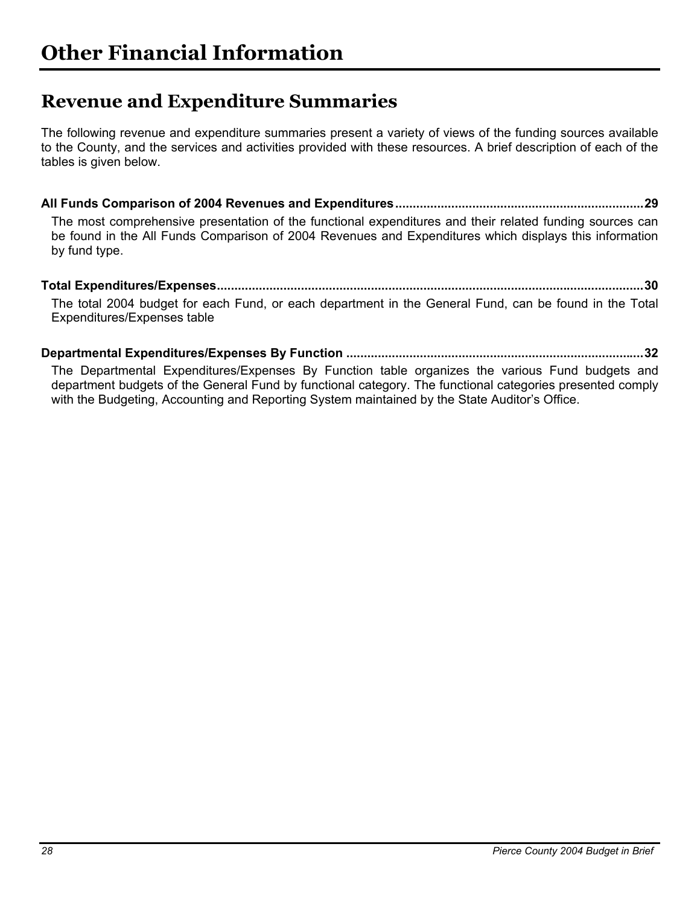# Other Financial Information

## Revenue and Expenditure Summaries

The following revenue and expenditure summaries present a variety of views of the funding sources available to the County, and the services and activities provided with these resources. A brief description of each of the tables is given below.

**All Funds Comparison of 2004 Revenues and Expenditures......................................................................29**

The most comprehensive presentation of the functional expenditures and their related funding sources can be found in the All Funds Comparison of 2004 Revenues and Expenditures which displays this information by fund type.

**Total Expenditures/Expenses........................................................................................................................30**

The total 2004 budget for each Fund, or each department in the General Fund, can be found in the Total Expenditures/Expenses table

**Departmental Expenditures/Expenses By Function ....................................................................................32**

The Departmental Expenditures/Expenses By Function table organizes the various Fund budgets and department budgets of the General Fund by functional category. The functional categories presented comply with the Budgeting, Accounting and Reporting System maintained by the State Auditor's Office.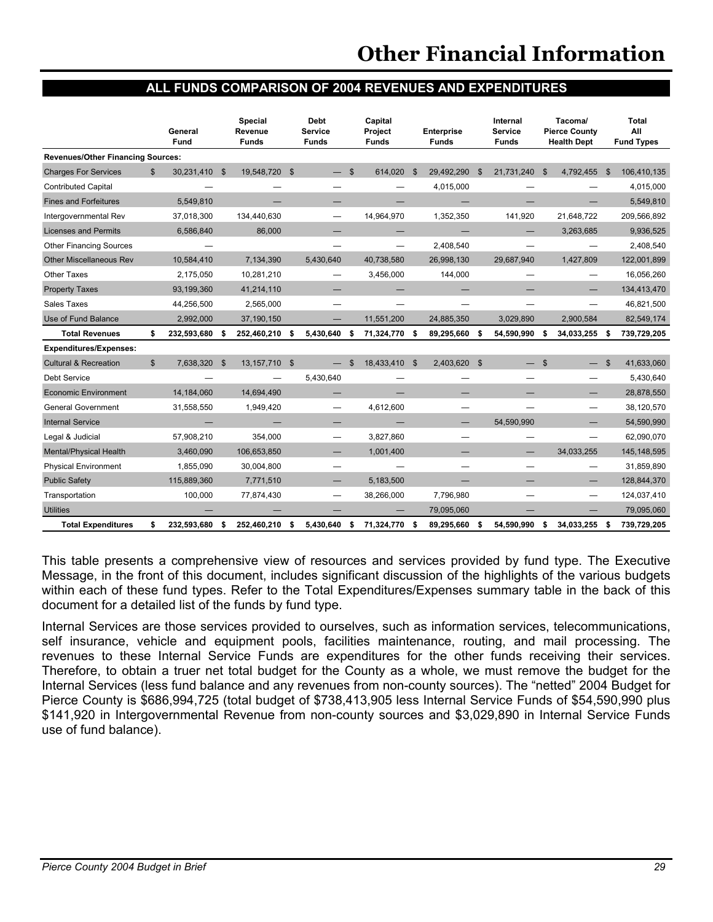# Other Financial Information

## ALL FUNDS COMPARISON OF 2004 REVENUES AND EXPENDITURES

| | General Fund | Special Revenue Funds | Debt Service Funds | Capital Project Funds | Enterprise Funds | Internal Service Funds | Tacoma/ Pierce County Health Dept | Total All Fund Types |
|---|---|---|---|---|---|---|---|---|
| **Revenues/Other Financing Sources:** | | | | | | | | |
| Charges For Services | $ 30,231,410 | $ 19,548,720 | $ — | $ 614,020 | $ 29,492,290 | $ 21,731,240 | $ 4,792,455 | $ 106,410,135 |
| Contributed Capital | — | — | — | — | 4,015,000 | — | — | 4,015,000 |
| Fines and Forfeitures | 5,549,810 | — | — | — | — | — | — | 5,549,810 |
| Intergovernmental Rev | 37,018,300 | 134,440,630 | — | 14,964,970 | 1,352,350 | 141,920 | 21,648,722 | 209,566,892 |
| Licenses and Permits | 6,586,840 | 86,000 | — | — | — | — | 3,263,685 | 9,936,525 |
| Other Financing Sources | — | — | — | — | 2,408,540 | — | — | 2,408,540 |
| Other Miscellaneous Rev | 10,584,410 | 7,134,390 | 5,430,640 | 40,738,580 | 26,998,130 | 29,687,940 | 1,427,809 | 122,001,899 |
| Other Taxes | 2,175,050 | 10,281,210 | — | 3,456,000 | 144,000 | — | — | 16,056,260 |
| Property Taxes | 93,199,360 | 41,214,110 | — | — | — | — | — | 134,413,470 |
| Sales Taxes | 44,256,500 | 2,565,000 | — | — | — | — | — | 46,821,500 |
| Use of Fund Balance | 2,992,000 | 37,190,150 | — | 11,551,200 | 24,885,350 | 3,029,890 | 2,900,584 | 82,549,174 |
| **Total Revenues** | **$ 232,593,680** | **$ 252,460,210** | **$ 5,430,640** | **$ 71,324,770** | **$ 89,295,660** | **$ 54,590,990** | **$ 34,033,255** | **$ 739,729,205** |
| **Expenditures/Expenses:** | | | | | | | | |
| Cultural & Recreation | $ 7,638,320 | $ 13,157,710 | $ — | $ 18,433,410 | $ 2,403,620 | $ — | $ — | $ 41,633,060 |
| Debt Service | — | — | 5,430,640 | — | — | — | — | 5,430,640 |
| Economic Environment | 14,184,060 | 14,694,490 | — | — | — | — | — | 28,878,550 |
| General Government | 31,558,550 | 1,949,420 | — | 4,612,600 | — | — | — | 38,120,570 |
| Internal Service | — | — | — | — | — | 54,590,990 | — | 54,590,990 |
| Legal & Judicial | 57,908,210 | 354,000 | — | 3,827,860 | — | — | — | 62,090,070 |
| Mental/Physical Health | 3,460,090 | 106,653,850 | — | 1,001,400 | — | — | 34,033,255 | 145,148,595 |
| Physical Environment | 1,855,090 | 30,004,800 | — | — | — | — | — | 31,859,890 |
| Public Safety | 115,889,360 | 7,771,510 | — | 5,183,500 | — | — | — | 128,844,370 |
| Transportation | 100,000 | 77,874,430 | — | 38,266,000 | 7,796,980 | — | — | 124,037,410 |
| Utilities | — | — | — | — | 79,095,060 | — | — | 79,095,060 |
| **Total Expenditures** | **$ 232,593,680** | **$ 252,460,210** | **$ 5,430,640** | **$ 71,324,770** | **$ 89,295,660** | **$ 54,590,990** | **$ 34,033,255** | **$ 739,729,205** |

This table presents a comprehensive view of resources and services provided by fund type. The Executive Message, in the front of this document, includes significant discussion of the highlights of the various budgets within each of these fund types. Refer to the Total Expenditures/Expenses summary table in the back of this document for a detailed list of the funds by fund type.

Internal Services are those services provided to ourselves, such as information services, telecommunications, self insurance, vehicle and equipment pools, facilities maintenance, routing, and mail processing. The revenues to these Internal Service Funds are expenditures for the other funds receiving their services. Therefore, to obtain a truer net total budget for the County as a whole, we must remove the budget for the Internal Services (less fund balance and any revenues from non-county sources). The "netted" 2004 Budget for Pierce County is $686,994,725 (total budget of $738,413,905 less Internal Service Funds of $54,590,990 plus $141,920 in Intergovernmental Revenue from non-county sources and $3,029,890 in Internal Service Funds use of fund balance).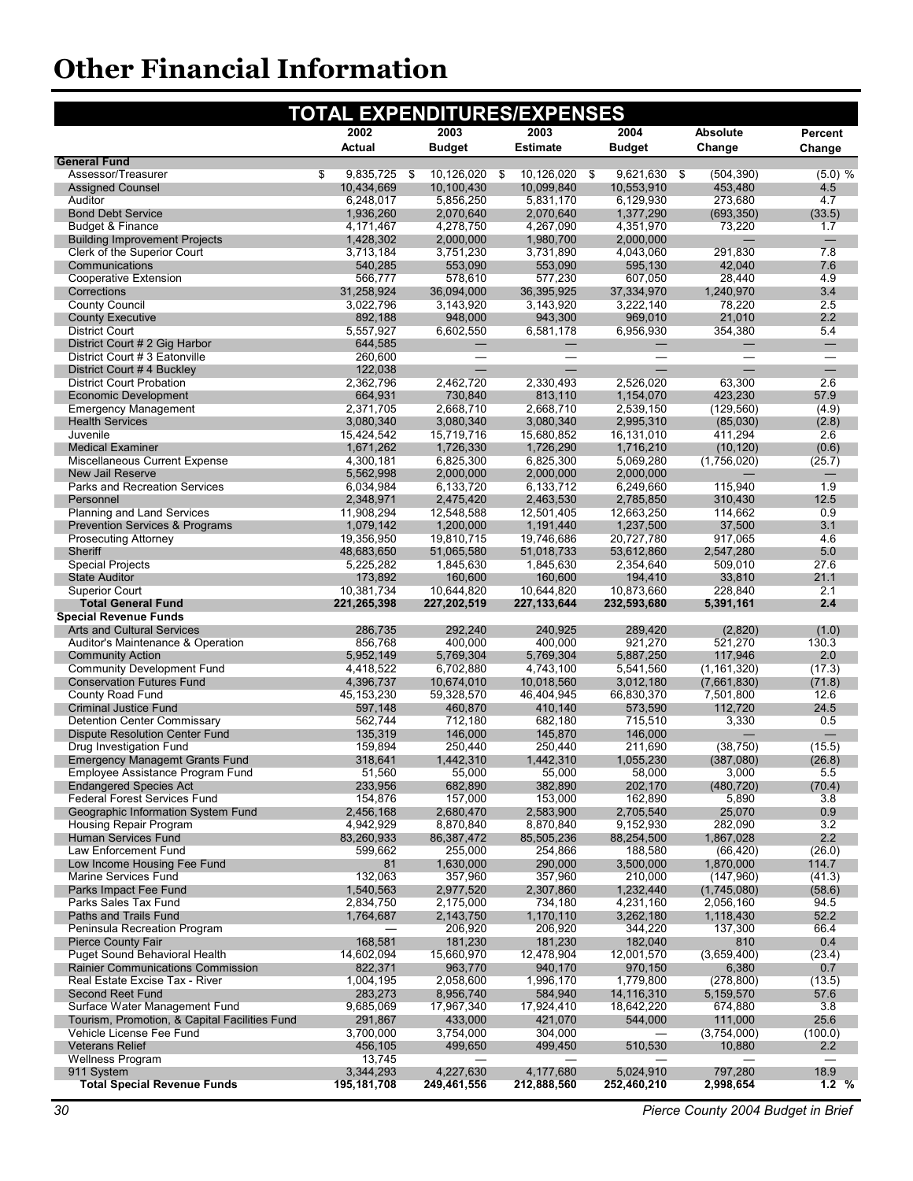# Other Financial Information

## TOTAL EXPENDITURES/EXPENSES

| | 2002 Actual | 2003 Budget | 2003 Estimate | 2004 Budget | Absolute Change | Percent Change |
|---|---|---|---|---|---|---|
| **General Fund** | | | | | | |
| Assessor/Treasurer | $ 9,835,725 | $ 10,126,020 | $ 10,126,020 | $ 9,621,630 | $ (504,390) | (5.0) % |
| Assigned Counsel | 10,434,669 | 10,100,430 | 10,099,840 | 10,553,910 | 453,480 | 4.5 |
| Auditor | 6,248,017 | 5,856,250 | 5,831,170 | 6,129,930 | 273,680 | 4.7 |
| Bond Debt Service | 1,936,260 | 2,070,640 | 2,070,640 | 1,377,290 | (693,350) | (33.5) |
| Budget & Finance | 4,171,467 | 4,278,750 | 4,267,090 | 4,351,970 | 73,220 | 1.7 |
| Building Improvement Projects | 1,428,302 | 2,000,000 | 1,980,700 | 2,000,000 | — | — |
| Clerk of the Superior Court | 3,713,184 | 3,751,230 | 3,731,890 | 4,043,060 | 291,830 | 7.8 |
| Communications | 540,285 | 553,090 | 553,090 | 595,130 | 42,040 | 7.6 |
| Cooperative Extension | 566,777 | 578,610 | 577,230 | 607,050 | 28,440 | 4.9 |
| Corrections | 31,258,924 | 36,094,000 | 36,395,925 | 37,334,970 | 1,240,970 | 3.4 |
| County Council | 3,022,796 | 3,143,920 | 3,143,920 | 3,222,140 | 78,220 | 2.5 |
| County Executive | 892,188 | 948,000 | 943,300 | 969,010 | 21,010 | 2.2 |
| District Court | 5,557,927 | 6,602,550 | 6,581,178 | 6,956,930 | 354,380 | 5.4 |
| District Court # 2 Gig Harbor | 644,585 | — | — | — | — | — |
| District Court # 3 Eatonville | 260,600 | — | — | — | — | — |
| District Court # 4 Buckley | 122,038 | — | — | — | — | — |
| District Court Probation | 2,362,796 | 2,462,720 | 2,330,493 | 2,526,020 | 63,300 | 2.6 |
| Economic Development | 664,931 | 730,840 | 813,110 | 1,154,070 | 423,230 | 57.9 |
| Emergency Management | 2,371,705 | 2,668,710 | 2,668,710 | 2,539,150 | (129,560) | (4.9) |
| Health Services | 3,080,340 | 3,080,340 | 3,080,340 | 2,995,310 | (85,030) | (2.8) |
| Juvenile | 15,424,542 | 15,719,716 | 15,680,852 | 16,131,010 | 411,294 | 2.6 |
| Medical Examiner | 1,671,262 | 1,726,330 | 1,726,290 | 1,716,210 | (10,120) | (0.6) |
| Miscellaneous Current Expense | 4,300,181 | 6,825,300 | 6,825,300 | 5,069,280 | (1,756,020) | (25.7) |
| New Jail Reserve | 5,562,998 | 2,000,000 | 2,000,000 | 2,000,000 | — | — |
| Parks and Recreation Services | 6,034,984 | 6,133,720 | 6,133,712 | 6,249,660 | 115,940 | 1.9 |
| Personnel | 2,348,971 | 2,475,420 | 2,463,530 | 2,785,850 | 310,430 | 12.5 |
| Planning and Land Services | 11,908,294 | 12,548,588 | 12,501,405 | 12,663,250 | 114,662 | 0.9 |
| Prevention Services & Programs | 1,079,142 | 1,200,000 | 1,191,440 | 1,237,500 | 37,500 | 3.1 |
| Prosecuting Attorney | 19,356,950 | 19,810,715 | 19,746,686 | 20,727,780 | 917,065 | 4.6 |
| Sheriff | 48,683,650 | 51,065,580 | 51,018,733 | 53,612,860 | 2,547,280 | 5.0 |
| Special Projects | 5,225,282 | 1,845,630 | 1,845,630 | 2,354,640 | 509,010 | 27.6 |
| State Auditor | 173,892 | 160,600 | 160,600 | 194,410 | 33,810 | 21.1 |
| Superior Court | 10,381,734 | 10,644,820 | 10,644,820 | 10,873,660 | 228,840 | 2.1 |
| **Total General Fund** | **221,265,398** | **227,202,519** | **227,133,644** | **232,593,680** | **5,391,161** | **2.4** |
| **Special Revenue Funds** | | | | | | |
| Arts and Cultural Services | 286,735 | 292,240 | 240,925 | 289,420 | (2,820) | (1.0) |
| Auditor's Maintenance & Operation | 856,768 | 400,000 | 400,000 | 921,270 | 521,270 | 130.3 |
| Community Action | 5,952,149 | 5,769,304 | 5,769,304 | 5,887,250 | 117,946 | 2.0 |
| Community Development Fund | 4,418,522 | 6,702,880 | 4,743,100 | 5,541,560 | (1,161,320) | (17.3) |
| Conservation Futures Fund | 4,396,737 | 10,674,010 | 10,018,560 | 3,012,180 | (7,661,830) | (71.8) |
| County Road Fund | 45,153,230 | 59,328,570 | 46,404,945 | 66,830,370 | 7,501,800 | 12.6 |
| Criminal Justice Fund | 597,148 | 460,870 | 410,140 | 573,590 | 112,720 | 24.5 |
| Detention Center Commissary | 562,744 | 712,180 | 682,180 | 715,510 | 3,330 | 0.5 |
| Dispute Resolution Center Fund | 135,319 | 146,000 | 145,870 | 146,000 | — | — |
| Drug Investigation Fund | 159,894 | 250,440 | 250,440 | 211,690 | (38,750) | (15.5) |
| Emergency Managemt Grants Fund | 318,641 | 1,442,310 | 1,442,310 | 1,055,230 | (387,080) | (26.8) |
| Employee Assistance Program Fund | 51,560 | 55,000 | 55,000 | 58,000 | 3,000 | 5.5 |
| Endangered Species Act | 233,956 | 682,890 | 382,890 | 202,170 | (480,720) | (70.4) |
| Federal Forest Services Fund | 154,876 | 157,000 | 153,000 | 162,890 | 5,890 | 3.8 |
| Geographic Information System Fund | 2,456,168 | 2,680,470 | 2,583,900 | 2,705,540 | 25,070 | 0.9 |
| Housing Repair Program | 4,942,929 | 8,870,840 | 8,870,840 | 9,152,930 | 282,090 | 3.2 |
| Human Services Fund | 83,260,933 | 86,387,472 | 85,505,236 | 88,254,500 | 1,867,028 | 2.2 |
| Law Enforcement Fund | 599,662 | 255,000 | 254,866 | 188,580 | (66,420) | (26.0) |
| Low Income Housing Fee Fund | 81 | 1,630,000 | 290,000 | 3,500,000 | 1,870,000 | 114.7 |
| Marine Services Fund | 132,063 | 357,960 | 357,960 | 210,000 | (147,960) | (41.3) |
| Parks Impact Fee Fund | 1,540,563 | 2,977,520 | 2,307,860 | 1,232,440 | (1,745,080) | (58.6) |
| Parks Sales Tax Fund | 2,834,750 | 2,175,000 | 734,180 | 4,231,160 | 2,056,160 | 94.5 |
| Paths and Trails Fund | 1,764,687 | 2,143,750 | 1,170,110 | 3,262,180 | 1,118,430 | 52.2 |
| Peninsula Recreation Program | — | 206,920 | 206,920 | 344,220 | 137,300 | 66.4 |
| Pierce County Fair | 168,581 | 181,230 | 181,230 | 182,040 | 810 | 0.4 |
| Puget Sound Behavioral Health | 14,602,094 | 15,660,970 | 12,478,904 | 12,001,570 | (3,659,400) | (23.4) |
| Rainier Communications Commission | 822,371 | 963,770 | 940,170 | 970,150 | 6,380 | 0.7 |
| Real Estate Excise Tax - River | 1,004,195 | 2,058,600 | 1,996,170 | 1,779,800 | (278,800) | (13.5) |
| Second Reet Fund | 283,273 | 8,956,740 | 584,940 | 14,116,310 | 5,159,570 | 57.6 |
| Surface Water Management Fund | 9,685,069 | 17,967,340 | 17,924,410 | 18,642,220 | 674,880 | 3.8 |
| Tourism, Promotion, & Capital Facilities Fund | 291,867 | 433,000 | 421,070 | 544,000 | 111,000 | 25.6 |
| Vehicle License Fee Fund | 3,700,000 | 3,754,000 | 304,000 | — | (3,754,000) | (100.0) |
| Veterans Relief | 456,105 | 499,650 | 499,450 | 510,530 | 10,880 | 2.2 |
| Wellness Program | 13,745 | — | — | — | — | — |
| 911 System | 3,344,293 | 4,227,630 | 4,177,680 | 5,024,910 | 797,280 | 18.9 |
| **Total Special Revenue Funds** | **195,181,708** | **249,461,556** | **212,888,560** | **252,460,210** | **2,998,654** | **1.2 %** |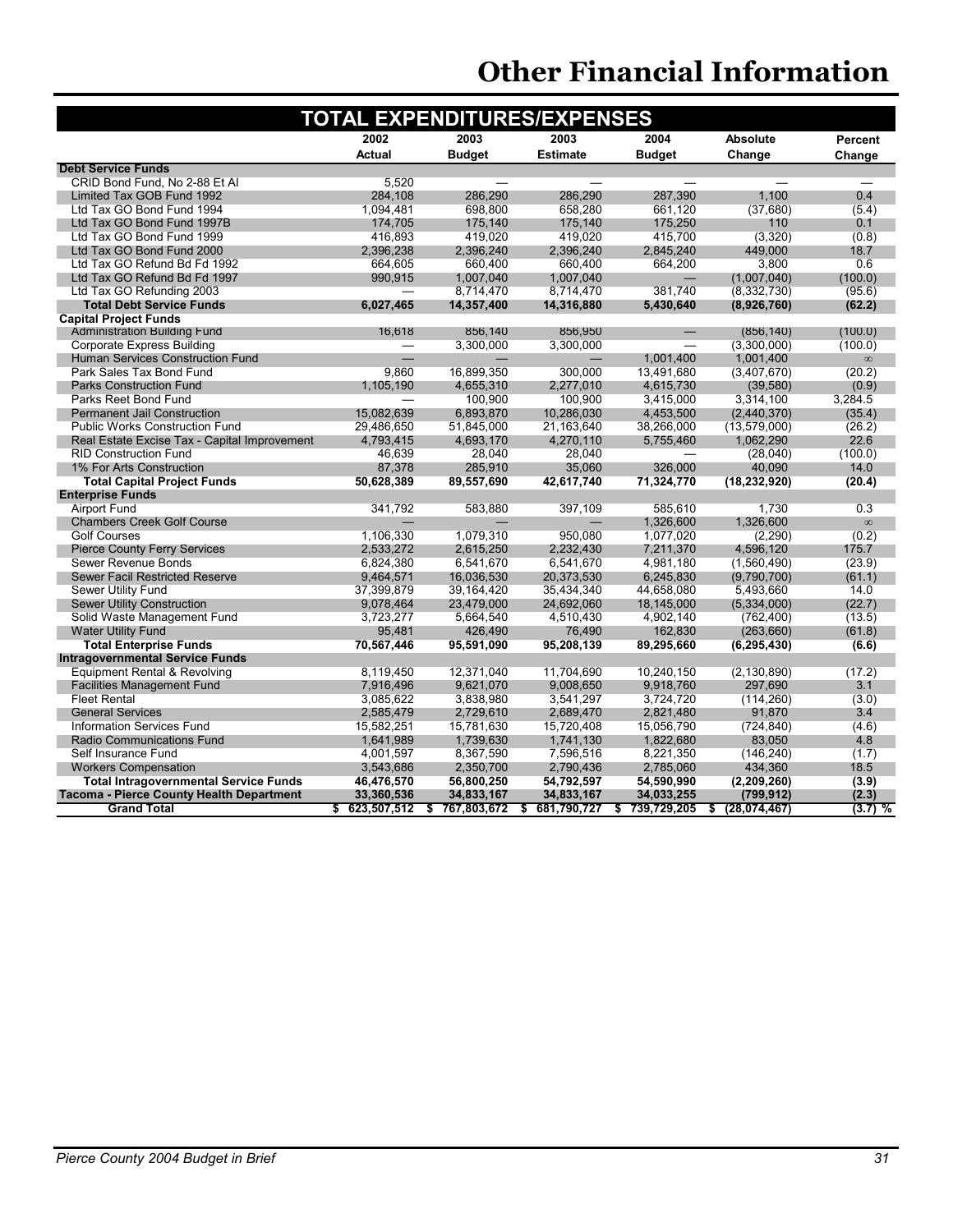# Other Financial Information

## TOTAL EXPENDITURES/EXPENSES

| | 2002 Actual | 2003 Budget | 2003 Estimate | 2004 Budget | Absolute Change | Percent Change |
|---|---|---|---|---|---|---|
| **Debt Service Funds** | | | | | | |
| CRID Bond Fund, No 2-88 Et Al | 5,520 | — | — | — | — | — |
| Limited Tax GOB Fund 1992 | 284,108 | 286,290 | 286,290 | 287,390 | 1,100 | 0.4 |
| Ltd Tax GO Bond Fund 1994 | 1,094,481 | 698,800 | 658,280 | 661,120 | (37,680) | (5.4) |
| Ltd Tax GO Bond Fund 1997B | 174,705 | 175,140 | 175,140 | 175,250 | 110 | 0.1 |
| Ltd Tax GO Bond Fund 1999 | 416,893 | 419,020 | 419,020 | 415,700 | (3,320) | (0.8) |
| Ltd Tax GO Bond Fund 2000 | 2,396,238 | 2,396,240 | 2,396,240 | 2,845,240 | 449,000 | 18.7 |
| Ltd Tax GO Refund Bd Fd 1992 | 664,605 | 660,400 | 660,400 | 664,200 | 3,800 | 0.6 |
| Ltd Tax GO Refund Bd Fd 1997 | 990,915 | 1,007,040 | 1,007,040 | — | (1,007,040) | (100.0) |
| Ltd Tax GO Refunding 2003 | — | 8,714,470 | 8,714,470 | 381,740 | (8,332,730) | (95.6) |
| **Total Debt Service Funds** | **6,027,465** | **14,357,400** | **14,316,880** | **5,430,640** | **(8,926,760)** | **(62.2)** |
| **Capital Project Funds** | | | | | | |
| Administration Building Fund | 16,618 | 856,140 | 856,950 | — | (856,140) | (100.0) |
| Corporate Express Building | — | 3,300,000 | 3,300,000 | — | (3,300,000) | (100.0) |
| Human Services Construction Fund | — | — | — | 1,001,400 | 1,001,400 | ∞ |
| Park Sales Tax Bond Fund | 9,860 | 16,899,350 | 300,000 | 13,491,680 | (3,407,670) | (20.2) |
| Parks Construction Fund | 1,105,190 | 4,655,310 | 2,277,010 | 4,615,730 | (39,580) | (0.9) |
| Parks Reet Bond Fund | — | 100,900 | 100,900 | 3,415,000 | 3,314,100 | 3,284.5 |
| Permanent Jail Construction | 15,082,639 | 6,893,870 | 10,286,030 | 4,453,500 | (2,440,370) | (35.4) |
| Public Works Construction Fund | 29,486,650 | 51,845,000 | 21,163,640 | 38,266,000 | (13,579,000) | (26.2) |
| Real Estate Excise Tax - Capital Improvement | 4,793,415 | 4,693,170 | 4,270,110 | 5,755,460 | 1,062,290 | 22.6 |
| RID Construction Fund | 46,639 | 28,040 | 28,040 | — | (28,040) | (100.0) |
| 1% For Arts Construction | 87,378 | 285,910 | 35,060 | 326,000 | 40,090 | 14.0 |
| **Total Capital Project Funds** | **50,628,389** | **89,557,690** | **42,617,740** | **71,324,770** | **(18,232,920)** | **(20.4)** |
| **Enterprise Funds** | | | | | | |
| Airport Fund | 341,792 | 583,880 | 397,109 | 585,610 | 1,730 | 0.3 |
| Chambers Creek Golf Course | — | — | — | 1,326,600 | 1,326,600 | ∞ |
| Golf Courses | 1,106,330 | 1,079,310 | 950,080 | 1,077,020 | (2,290) | (0.2) |
| Pierce County Ferry Services | 2,533,272 | 2,615,250 | 2,232,430 | 7,211,370 | 4,596,120 | 175.7 |
| Sewer Revenue Bonds | 6,824,380 | 6,541,670 | 6,541,670 | 4,981,180 | (1,560,490) | (23.9) |
| Sewer Facil Restricted Reserve | 9,464,571 | 16,036,530 | 20,373,530 | 6,245,830 | (9,790,700) | (61.1) |
| Sewer Utility Fund | 37,399,879 | 39,164,420 | 35,434,340 | 44,658,080 | 5,493,660 | 14.0 |
| Sewer Utility Construction | 9,078,464 | 23,479,000 | 24,692,060 | 18,145,000 | (5,334,000) | (22.7) |
| Solid Waste Management Fund | 3,723,277 | 5,664,540 | 4,510,430 | 4,902,140 | (762,400) | (13.5) |
| Water Utility Fund | 95,481 | 426,490 | 76,490 | 162,830 | (263,660) | (61.8) |
| **Total Enterprise Funds** | **70,567,446** | **95,591,090** | **95,208,139** | **89,295,660** | **(6,295,430)** | **(6.6)** |
| **Intragovernmental Service Funds** | | | | | | |
| Equipment Rental & Revolving | 8,119,450 | 12,371,040 | 11,704,690 | 10,240,150 | (2,130,890) | (17.2) |
| Facilities Management Fund | 7,916,496 | 9,621,070 | 9,008,650 | 9,918,760 | 297,690 | 3.1 |
| Fleet Rental | 3,085,622 | 3,838,980 | 3,541,297 | 3,724,720 | (114,260) | (3.0) |
| General Services | 2,585,479 | 2,729,610 | 2,689,470 | 2,821,480 | 91,870 | 3.4 |
| Information Services Fund | 15,582,251 | 15,781,630 | 15,720,408 | 15,056,790 | (724,840) | (4.6) |
| Radio Communications Fund | 1,641,989 | 1,739,630 | 1,741,130 | 1,822,680 | 83,050 | 4.8 |
| Self Insurance Fund | 4,001,597 | 8,367,590 | 7,596,516 | 8,221,350 | (146,240) | (1.7) |
| Workers Compensation | 3,543,686 | 2,350,700 | 2,790,436 | 2,785,060 | 434,360 | 18.5 |
| **Total Intragovernmental Service Funds** | **46,476,570** | **56,800,250** | **54,792,597** | **54,590,990** | **(2,209,260)** | **(3.9)** |
| **Tacoma - Pierce County Health Department** | **33,360,536** | **34,833,167** | **34,833,167** | **34,033,255** | **(799,912)** | **(2.3)** |
| **Grand Total** | **$ 623,507,512** | **$ 767,803,672** | **$ 681,790,727** | **$ 739,729,205** | **$ (28,074,467)** | **(3.7) %** |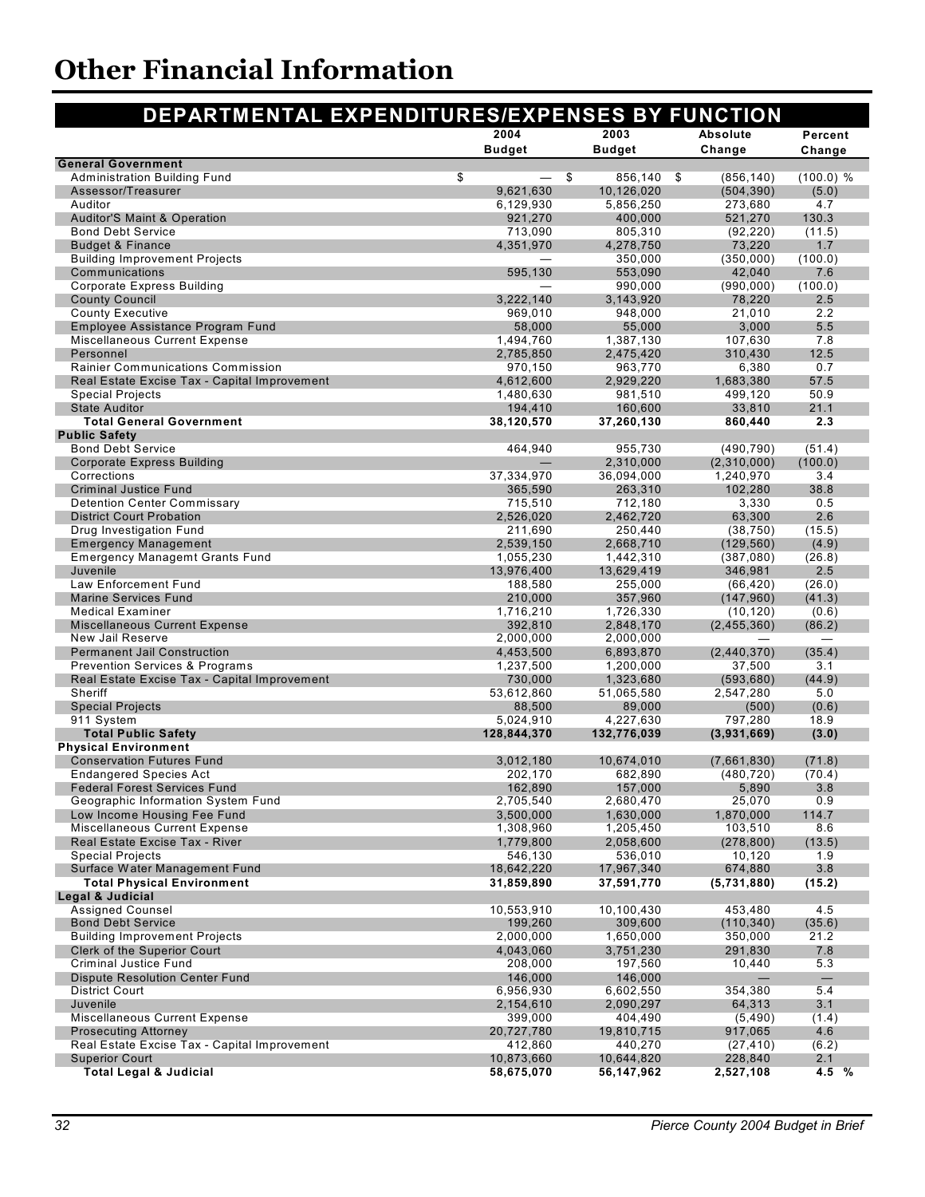# Other Financial Information

## DEPARTMENTAL EXPENDITURES/EXPENSES BY FUNCTION

| | 2004 Budget | 2003 Budget | Absolute Change | Percent Change |
|---|---|---|---|---|
| **General Government** | | | | |
| Administration Building Fund | $ — | $ 856,140 | $ (856,140) | (100.0) % |
| Assessor/Treasurer | 9,621,630 | 10,126,020 | (504,390) | (5.0) |
| Auditor | 6,129,930 | 5,856,250 | 273,680 | 4.7 |
| Auditor'S Maint & Operation | 921,270 | 400,000 | 521,270 | 130.3 |
| Bond Debt Service | 713,090 | 805,310 | (92,220) | (11.5) |
| Budget & Finance | 4,351,970 | 4,278,750 | 73,220 | 1.7 |
| Building Improvement Projects | — | 350,000 | (350,000) | (100.0) |
| Communications | 595,130 | 553,090 | 42,040 | 7.6 |
| Corporate Express Building | — | 990,000 | (990,000) | (100.0) |
| County Council | 3,222,140 | 3,143,920 | 78,220 | 2.5 |
| County Executive | 969,010 | 948,000 | 21,010 | 2.2 |
| Employee Assistance Program Fund | 58,000 | 55,000 | 3,000 | 5.5 |
| Miscellaneous Current Expense | 1,494,760 | 1,387,130 | 107,630 | 7.8 |
| Personnel | 2,785,850 | 2,475,420 | 310,430 | 12.5 |
| Rainier Communications Commission | 970,150 | 963,770 | 6,380 | 0.7 |
| Real Estate Excise Tax - Capital Improvement | 4,612,600 | 2,929,220 | 1,683,380 | 57.5 |
| Special Projects | 1,480,630 | 981,510 | 499,120 | 50.9 |
| State Auditor | 194,410 | 160,600 | 33,810 | 21.1 |
| **Total General Government** | **38,120,570** | **37,260,130** | **860,440** | **2.3** |
| **Public Safety** | | | | |
| Bond Debt Service | 464,940 | 955,730 | (490,790) | (51.4) |
| Corporate Express Building | — | 2,310,000 | (2,310,000) | (100.0) |
| Corrections | 37,334,970 | 36,094,000 | 1,240,970 | 3.4 |
| Criminal Justice Fund | 365,590 | 263,310 | 102,280 | 38.8 |
| Detention Center Commissary | 715,510 | 712,180 | 3,330 | 0.5 |
| District Court Probation | 2,526,020 | 2,462,720 | 63,300 | 2.6 |
| Drug Investigation Fund | 211,690 | 250,440 | (38,750) | (15.5) |
| Emergency Management | 2,539,150 | 2,668,710 | (129,560) | (4.9) |
| Emergency Managemt Grants Fund | 1,055,230 | 1,442,310 | (387,080) | (26.8) |
| Juvenile | 13,976,400 | 13,629,419 | 346,981 | 2.5 |
| Law Enforcement Fund | 188,580 | 255,000 | (66,420) | (26.0) |
| Marine Services Fund | 210,000 | 357,960 | (147,960) | (41.3) |
| Medical Examiner | 1,716,210 | 1,726,330 | (10,120) | (0.6) |
| Miscellaneous Current Expense | 392,810 | 2,848,170 | (2,455,360) | (86.2) |
| New Jail Reserve | 2,000,000 | 2,000,000 | — | — |
| Permanent Jail Construction | 4,453,500 | 6,893,870 | (2,440,370) | (35.4) |
| Prevention Services & Programs | 1,237,500 | 1,200,000 | 37,500 | 3.1 |
| Real Estate Excise Tax - Capital Improvement | 730,000 | 1,323,680 | (593,680) | (44.9) |
| Sheriff | 53,612,860 | 51,065,580 | 2,547,280 | 5.0 |
| Special Projects | 88,500 | 89,000 | (500) | (0.6) |
| 911 System | 5,024,910 | 4,227,630 | 797,280 | 18.9 |
| **Total Public Safety** | **128,844,370** | **132,776,039** | **(3,931,669)** | **(3.0)** |
| **Physical Environment** | | | | |
| Conservation Futures Fund | 3,012,180 | 10,674,010 | (7,661,830) | (71.8) |
| Endangered Species Act | 202,170 | 682,890 | (480,720) | (70.4) |
| Federal Forest Services Fund | 162,890 | 157,000 | 5,890 | 3.8 |
| Geographic Information System Fund | 2,705,540 | 2,680,470 | 25,070 | 0.9 |
| Low Income Housing Fee Fund | 3,500,000 | 1,630,000 | 1,870,000 | 114.7 |
| Miscellaneous Current Expense | 1,308,960 | 1,205,450 | 103,510 | 8.6 |
| Real Estate Excise Tax - River | 1,779,800 | 2,058,600 | (278,800) | (13.5) |
| Special Projects | 546,130 | 536,010 | 10,120 | 1.9 |
| Surface Water Management Fund | 18,642,220 | 17,967,340 | 674,880 | 3.8 |
| **Total Physical Environment** | **31,859,890** | **37,591,770** | **(5,731,880)** | **(15.2)** |
| **Legal & Judicial** | | | | |
| Assigned Counsel | 10,553,910 | 10,100,430 | 453,480 | 4.5 |
| Bond Debt Service | 199,260 | 309,600 | (110,340) | (35.6) |
| Building Improvement Projects | 2,000,000 | 1,650,000 | 350,000 | 21.2 |
| Clerk of the Superior Court | 4,043,060 | 3,751,230 | 291,830 | 7.8 |
| Criminal Justice Fund | 208,000 | 197,560 | 10,440 | 5.3 |
| Dispute Resolution Center Fund | 146,000 | 146,000 | — | — |
| District Court | 6,956,930 | 6,602,550 | 354,380 | 5.4 |
| Juvenile | 2,154,610 | 2,090,297 | 64,313 | 3.1 |
| Miscellaneous Current Expense | 399,000 | 404,490 | (5,490) | (1.4) |
| Prosecuting Attorney | 20,727,780 | 19,810,715 | 917,065 | 4.6 |
| Real Estate Excise Tax - Capital Improvement | 412,860 | 440,270 | (27,410) | (6.2) |
| Superior Court | 10,873,660 | 10,644,820 | 228,840 | 2.1 |
| **Total Legal & Judicial** | **58,675,070** | **56,147,962** | **2,527,108** | **4.5 %** |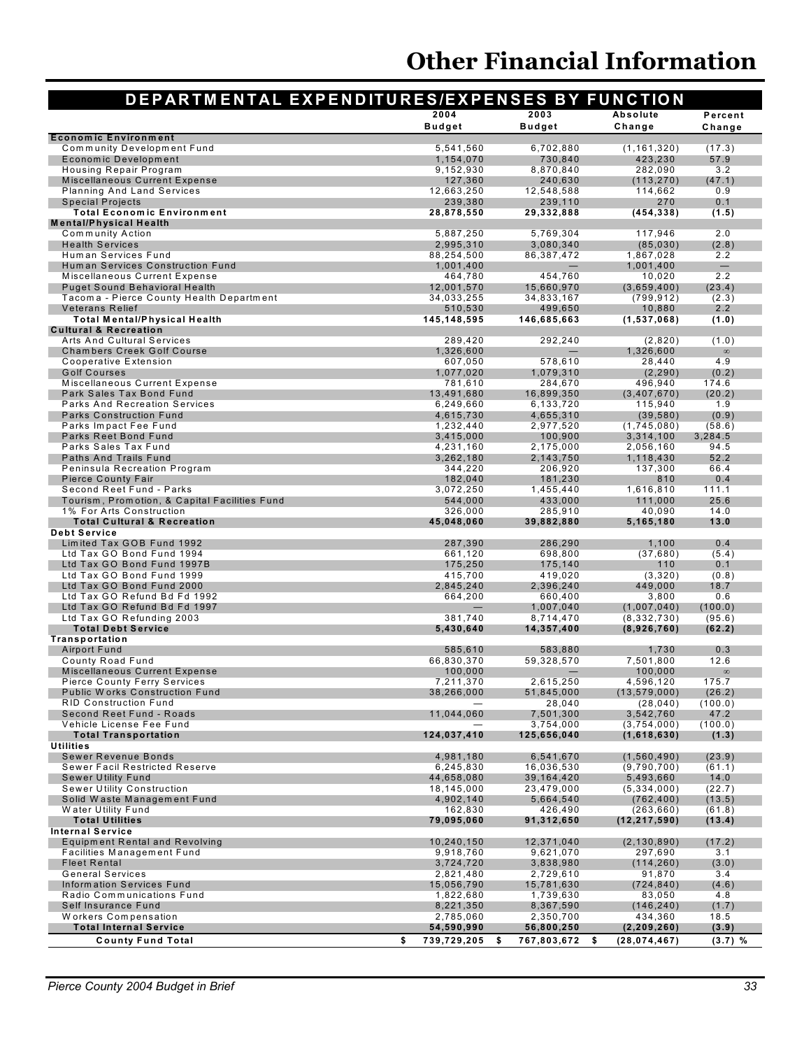# Other Financial Information

## DEPARTMENTAL EXPENDITURES/EXPENSES BY FUNCTION

| | 2004 Budget | 2003 Budget | Absolute Change | Percent Change |
|---|---|---|---|---|
| **Economic Environment** | | | | |
| Community Development Fund | 5,541,560 | 6,702,880 | (1,161,320) | (17.3) |
| Economic Development | 1,154,070 | 730,840 | 423,230 | 57.9 |
| Housing Repair Program | 9,152,930 | 8,870,840 | 282,090 | 3.2 |
| Miscellaneous Current Expense | 127,360 | 240,630 | (113,270) | (47.1) |
| Planning And Land Services | 12,663,250 | 12,548,588 | 114,662 | 0.9 |
| Special Projects | 239,380 | 239,110 | 270 | 0.1 |
| **Total Economic Environment** | **28,878,550** | **29,332,888** | **(454,338)** | **(1.5)** |
| **Mental/Physical Health** | | | | |
| Community Action | 5,887,250 | 5,769,304 | 117,946 | 2.0 |
| Health Services | 2,995,310 | 3,080,340 | (85,030) | (2.8) |
| Human Services Fund | 88,254,500 | 86,387,472 | 1,867,028 | 2.2 |
| Human Services Construction Fund | 1,001,400 | — | 1,001,400 | — |
| Miscellaneous Current Expense | 464,780 | 454,760 | 10,020 | 2.2 |
| Puget Sound Behavioral Health | 12,001,570 | 15,660,970 | (3,659,400) | (23.4) |
| Tacoma - Pierce County Health Department | 34,033,255 | 34,833,167 | (799,912) | (2.3) |
| Veterans Relief | 510,530 | 499,650 | 10,880 | 2.2 |
| **Total Mental/Physical Health** | **145,148,595** | **146,685,663** | **(1,537,068)** | **(1.0)** |
| **Cultural & Recreation** | | | | |
| Arts And Cultural Services | 289,420 | 292,240 | (2,820) | (1.0) |
| Chambers Creek Golf Course | 1,326,600 | — | 1,326,600 | ∞ |
| Cooperative Extension | 607,050 | 578,610 | 28,440 | 4.9 |
| Golf Courses | 1,077,020 | 1,079,310 | (2,290) | (0.2) |
| Miscellaneous Current Expense | 781,610 | 284,670 | 496,940 | 174.6 |
| Park Sales Tax Bond Fund | 13,491,680 | 16,899,350 | (3,407,670) | (20.2) |
| Parks And Recreation Services | 6,249,660 | 6,133,720 | 115,940 | 1.9 |
| Parks Construction Fund | 4,615,730 | 4,655,310 | (39,580) | (0.9) |
| Parks Impact Fee Fund | 1,232,440 | 2,977,520 | (1,745,080) | (58.6) |
| Parks Reet Bond Fund | 3,415,000 | 100,900 | 3,314,100 | 3,284.5 |
| Parks Sales Tax Fund | 4,231,160 | 2,175,000 | 2,056,160 | 94.5 |
| Paths And Trails Fund | 3,262,180 | 2,143,750 | 1,118,430 | 52.2 |
| Peninsula Recreation Program | 344,220 | 206,920 | 137,300 | 66.4 |
| Pierce County Fair | 182,040 | 181,230 | 810 | 0.4 |
| Second Reet Fund - Parks | 3,072,250 | 1,455,440 | 1,616,810 | 111.1 |
| Tourism, Promotion, & Capital Facilities Fund | 544,000 | 433,000 | 111,000 | 25.6 |
| 1% For Arts Construction | 326,000 | 285,910 | 40,090 | 14.0 |
| **Total Cultural & Recreation** | **45,048,060** | **39,882,880** | **5,165,180** | **13.0** |
| **Debt Service** | | | | |
| Limited Tax GOB Fund 1992 | 287,390 | 286,290 | 1,100 | 0.4 |
| Ltd Tax GO Bond Fund 1994 | 661,120 | 698,800 | (37,680) | (5.4) |
| Ltd Tax GO Bond Fund 1997B | 175,250 | 175,140 | 110 | 0.1 |
| Ltd Tax GO Bond Fund 1999 | 415,700 | 419,020 | (3,320) | (0.8) |
| Ltd Tax GO Bond Fund 2000 | 2,845,240 | 2,396,240 | 449,000 | 18.7 |
| Ltd Tax GO Refund Bd Fd 1992 | 664,200 | 660,400 | 3,800 | 0.6 |
| Ltd Tax GO Refund Bd Fd 1997 | — | 1,007,040 | (1,007,040) | (100.0) |
| Ltd Tax GO Refunding 2003 | 381,740 | 8,714,470 | (8,332,730) | (95.6) |
| **Total Debt Service** | **5,430,640** | **14,357,400** | **(8,926,760)** | **(62.2)** |
| **Transportation** | | | | |
| Airport Fund | 585,610 | 583,880 | 1,730 | 0.3 |
| County Road Fund | 66,830,370 | 59,328,570 | 7,501,800 | 12.6 |
| Miscellaneous Current Expense | 100,000 | — | 100,000 | ∞ |
| Pierce County Ferry Services | 7,211,370 | 2,615,250 | 4,596,120 | 175.7 |
| Public Works Construction Fund | 38,266,000 | 51,845,000 | (13,579,000) | (26.2) |
| RID Construction Fund | — | 28,040 | (28,040) | (100.0) |
| Second Reet Fund - Roads | 11,044,060 | 7,501,300 | 3,542,760 | 47.2 |
| Vehicle License Fee Fund | — | 3,754,000 | (3,754,000) | (100.0) |
| **Total Transportation** | **124,037,410** | **125,656,040** | **(1,618,630)** | **(1.3)** |
| **Utilities** | | | | |
| Sewer Revenue Bonds | 4,981,180 | 6,541,670 | (1,560,490) | (23.9) |
| Sewer Facil Restricted Reserve | 6,245,830 | 16,036,530 | (9,790,700) | (61.1) |
| Sewer Utility Fund | 44,658,080 | 39,164,420 | 5,493,660 | 14.0 |
| Sewer Utility Construction | 18,145,000 | 23,479,000 | (5,334,000) | (22.7) |
| Solid Waste Management Fund | 4,902,140 | 5,664,540 | (762,400) | (13.5) |
| Water Utility Fund | 162,830 | 426,490 | (263,660) | (61.8) |
| **Total Utilities** | **79,095,060** | **91,312,650** | **(12,217,590)** | **(13.4)** |
| **Internal Service** | | | | |
| Equipment Rental and Revolving | 10,240,150 | 12,371,040 | (2,130,890) | (17.2) |
| Facilities Management Fund | 9,918,760 | 9,621,070 | 297,690 | 3.1 |
| Fleet Rental | 3,724,720 | 3,838,980 | (114,260) | (3.0) |
| General Services | 2,821,480 | 2,729,610 | 91,870 | 3.4 |
| Information Services Fund | 15,056,790 | 15,781,630 | (724,840) | (4.6) |
| Radio Communications Fund | 1,822,680 | 1,739,630 | 83,050 | 4.8 |
| Self Insurance Fund | 8,221,350 | 8,367,590 | (146,240) | (1.7) |
| Workers Compensation | 2,785,060 | 2,350,700 | 434,360 | 18.5 |
| **Total Internal Service** | **54,590,990** | **56,800,250** | **(2,209,260)** | **(3.9)** |
| **County Fund Total** | **$ 739,729,205** | **$ 767,803,672** | **$ (28,074,467)** | **(3.7) %** |